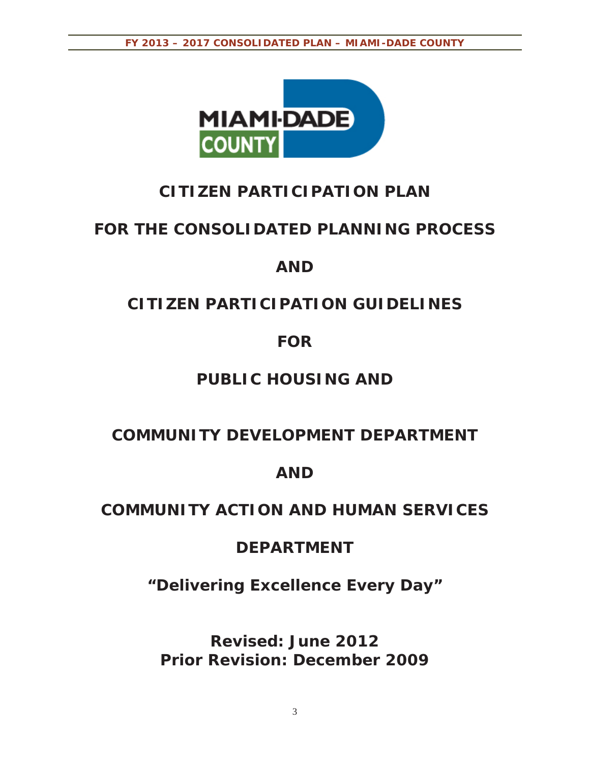# CITIZEN PARTICIPATION PLAN

# FOR THE CONSOLIDATED PLANNING PROCESS

# AND

# CITIZEN PARTICIPATION GUIDELINES

# FOR

# PUBLIC HOUSING AND

# COMMUNITY DEVELOPMENT DEPARTMENT

# AND

# COMMUNITY ACTION AND HUMAN SERVICES

# DEPARTMENT

**"Delivering Excellence Every Day"**

**Revised: June 2012**
**Prior Revision: December 2009**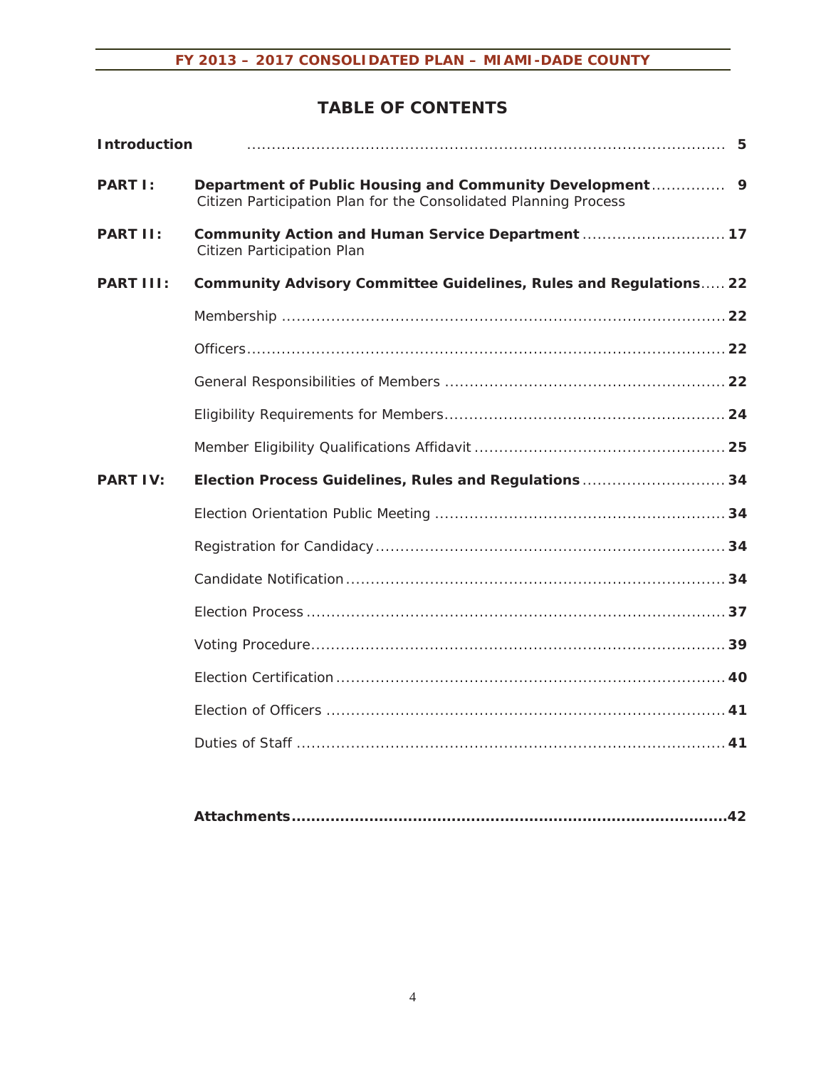# TABLE OF CONTENTS

| | | |
|---|---|---|
| **Introduction** | | **5** |
| **PART I:** | **Department of Public Housing and Community Development** Citizen Participation Plan for the Consolidated Planning Process | **9** |
| **PART II:** | **Community Action and Human Service Department** Citizen Participation Plan | **17** |
| **PART III:** | **Community Advisory Committee Guidelines, Rules and Regulations** | **22** |
| | Membership | **22** |
| | Officers | **22** |
| | General Responsibilities of Members | **22** |
| | Eligibility Requirements for Members | **24** |
| | Member Eligibility Qualifications Affidavit | **25** |
| **PART IV:** | **Election Process Guidelines, Rules and Regulations** | **34** |
| | Election Orientation Public Meeting | **34** |
| | Registration for Candidacy | **34** |
| | Candidate Notification | **34** |
| | Election Process | **37** |
| | Voting Procedure | **39** |
| | Election Certification | **40** |
| | Election of Officers | **41** |
| | Duties of Staff | **41** |
| | **Attachments** | **42** |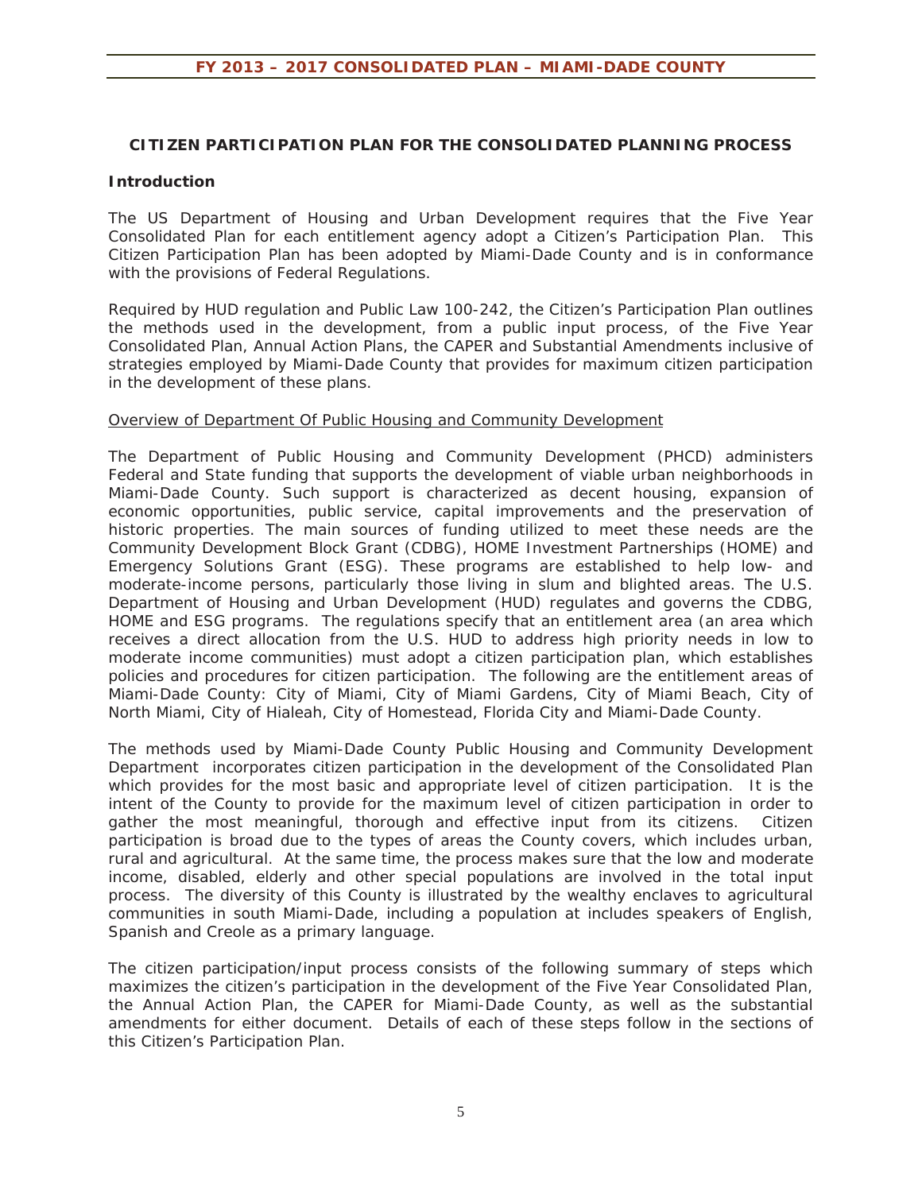## CITIZEN PARTICIPATION PLAN FOR THE CONSOLIDATED PLANNING PROCESS

### Introduction

The US Department of Housing and Urban Development requires that the Five Year Consolidated Plan for each entitlement agency adopt a Citizen's Participation Plan. This Citizen Participation Plan has been adopted by Miami-Dade County and is in conformance with the provisions of Federal Regulations.

Required by HUD regulation and Public Law 100-242, the Citizen's Participation Plan outlines the methods used in the development, from a public input process, of the Five Year Consolidated Plan, Annual Action Plans, the CAPER and Substantial Amendments inclusive of strategies employed by Miami-Dade County that provides for maximum citizen participation in the development of these plans.

<u>Overview of Department Of Public Housing and Community Development</u>

The Department of Public Housing and Community Development (PHCD) administers Federal and State funding that supports the development of viable urban neighborhoods in Miami-Dade County. Such support is characterized as decent housing, expansion of economic opportunities, public service, capital improvements and the preservation of historic properties. The main sources of funding utilized to meet these needs are the Community Development Block Grant (CDBG), HOME Investment Partnerships (HOME) and Emergency Solutions Grant (ESG). These programs are established to help low- and moderate-income persons, particularly those living in slum and blighted areas. The U.S. Department of Housing and Urban Development (HUD) regulates and governs the CDBG, HOME and ESG programs. The regulations specify that an entitlement area (an area which receives a direct allocation from the U.S. HUD to address high priority needs in low to moderate income communities) must adopt a citizen participation plan, which establishes policies and procedures for citizen participation. The following are the entitlement areas of Miami-Dade County: City of Miami, City of Miami Gardens, City of Miami Beach, City of North Miami, City of Hialeah, City of Homestead, Florida City and Miami-Dade County.

The methods used by Miami-Dade County Public Housing and Community Development Department incorporates citizen participation in the development of the Consolidated Plan which provides for the most basic and appropriate level of citizen participation. It is the intent of the County to provide for the maximum level of citizen participation in order to gather the most meaningful, thorough and effective input from its citizens. Citizen participation is broad due to the types of areas the County covers, which includes urban, rural and agricultural. At the same time, the process makes sure that the low and moderate income, disabled, elderly and other special populations are involved in the total input process. The diversity of this County is illustrated by the wealthy enclaves to agricultural communities in south Miami-Dade, including a population at includes speakers of English, Spanish and Creole as a primary language.

The citizen participation/input process consists of the following summary of steps which maximizes the citizen's participation in the development of the Five Year Consolidated Plan, the Annual Action Plan, the CAPER for Miami-Dade County, as well as the substantial amendments for either document. Details of each of these steps follow in the sections of this Citizen's Participation Plan.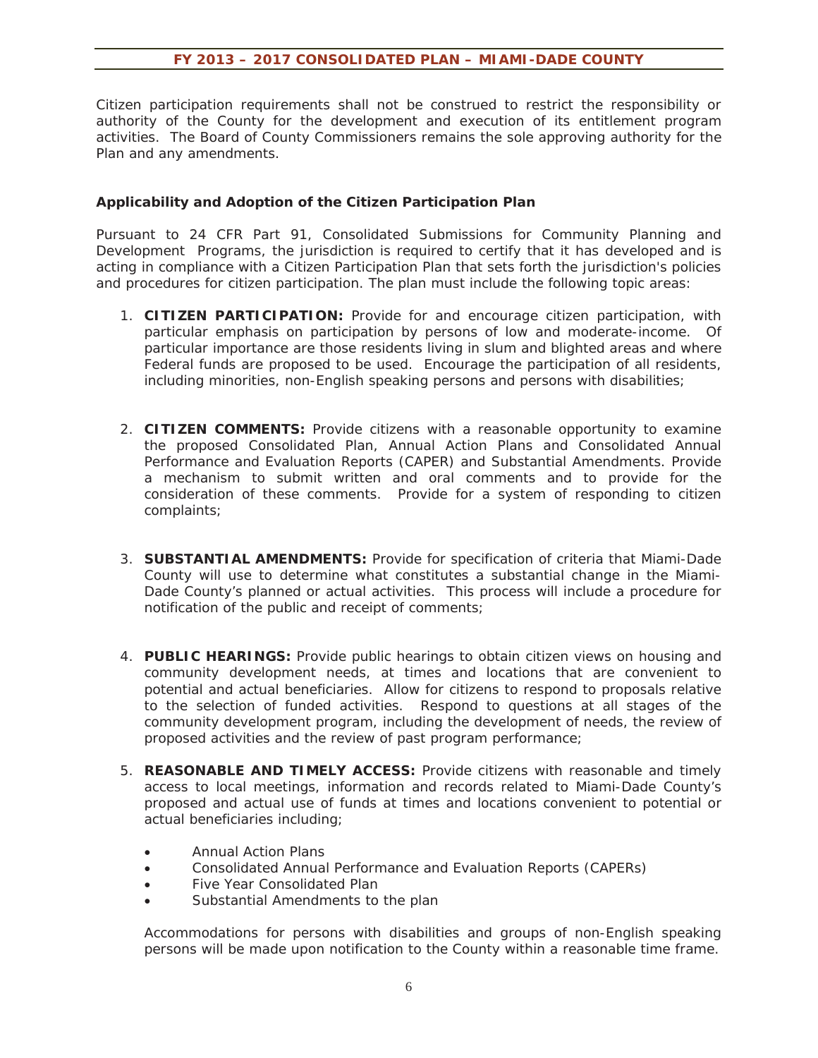Citizen participation requirements shall not be construed to restrict the responsibility or authority of the County for the development and execution of its entitlement program activities. The Board of County Commissioners remains the sole approving authority for the Plan and any amendments.

**Applicability and Adoption of the Citizen Participation Plan**

Pursuant to 24 CFR Part 91, Consolidated Submissions for Community Planning and Development Programs, the jurisdiction is required to certify that it has developed and is acting in compliance with a Citizen Participation Plan that sets forth the jurisdiction's policies and procedures for citizen participation. The plan must include the following topic areas:

1. **CITIZEN PARTICIPATION:** Provide for and encourage citizen participation, with particular emphasis on participation by persons of low and moderate-income. Of particular importance are those residents living in slum and blighted areas and where Federal funds are proposed to be used. Encourage the participation of all residents, including minorities, non-English speaking persons and persons with disabilities;

2. **CITIZEN COMMENTS:** Provide citizens with a reasonable opportunity to examine the proposed Consolidated Plan, Annual Action Plans and Consolidated Annual Performance and Evaluation Reports (CAPER) and Substantial Amendments. Provide a mechanism to submit written and oral comments and to provide for the consideration of these comments. Provide for a system of responding to citizen complaints;

3. **SUBSTANTIAL AMENDMENTS:** Provide for specification of criteria that Miami-Dade County will use to determine what constitutes a substantial change in the Miami-Dade County's planned or actual activities. This process will include a procedure for notification of the public and receipt of comments;

4. **PUBLIC HEARINGS:** Provide public hearings to obtain citizen views on housing and community development needs, at times and locations that are convenient to potential and actual beneficiaries. Allow for citizens to respond to proposals relative to the selection of funded activities. Respond to questions at all stages of the community development program, including the development of needs, the review of proposed activities and the review of past program performance;

5. **REASONABLE AND TIMELY ACCESS:** Provide citizens with reasonable and timely access to local meetings, information and records related to Miami-Dade County's proposed and actual use of funds at times and locations convenient to potential or actual beneficiaries including;

   - Annual Action Plans
   - Consolidated Annual Performance and Evaluation Reports (CAPERs)
   - Five Year Consolidated Plan
   - Substantial Amendments to the plan

   Accommodations for persons with disabilities and groups of non-English speaking persons will be made upon notification to the County within a reasonable time frame.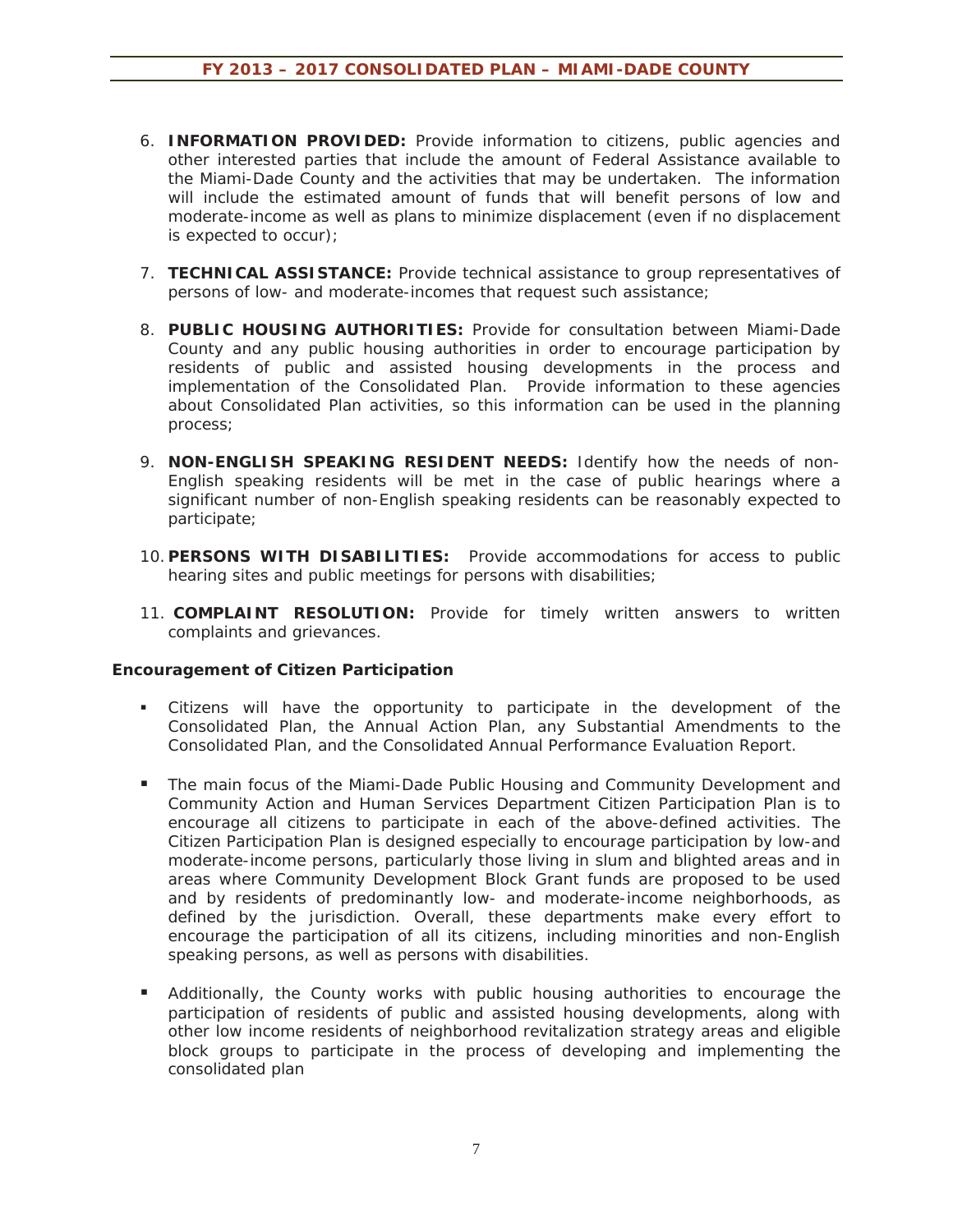6. **INFORMATION PROVIDED:** Provide information to citizens, public agencies and other interested parties that include the amount of Federal Assistance available to the Miami-Dade County and the activities that may be undertaken. The information will include the estimated amount of funds that will benefit persons of low and moderate-income as well as plans to minimize displacement (even if no displacement is expected to occur);

7. **TECHNICAL ASSISTANCE:** Provide technical assistance to group representatives of persons of low- and moderate-incomes that request such assistance;

8. **PUBLIC HOUSING AUTHORITIES:** Provide for consultation between Miami-Dade County and any public housing authorities in order to encourage participation by residents of public and assisted housing developments in the process and implementation of the Consolidated Plan. Provide information to these agencies about Consolidated Plan activities, so this information can be used in the planning process;

9. **NON-ENGLISH SPEAKING RESIDENT NEEDS:** Identify how the needs of non-English speaking residents will be met in the case of public hearings where a significant number of non-English speaking residents can be reasonably expected to participate;

10. **PERSONS WITH DISABILITIES:** Provide accommodations for access to public hearing sites and public meetings for persons with disabilities;

11. **COMPLAINT RESOLUTION:** Provide for timely written answers to written complaints and grievances.

**Encouragement of Citizen Participation**

- Citizens will have the opportunity to participate in the development of the Consolidated Plan, the Annual Action Plan, any Substantial Amendments to the Consolidated Plan, and the Consolidated Annual Performance Evaluation Report.

- The main focus of the Miami-Dade Public Housing and Community Development and Community Action and Human Services Department Citizen Participation Plan is to encourage all citizens to participate in each of the above-defined activities. The Citizen Participation Plan is designed especially to encourage participation by low-and moderate-income persons, particularly those living in slum and blighted areas and in areas where Community Development Block Grant funds are proposed to be used and by residents of predominantly low- and moderate-income neighborhoods, as defined by the jurisdiction. Overall, these departments make every effort to encourage the participation of all its citizens, including minorities and non-English speaking persons, as well as persons with disabilities.

- Additionally, the County works with public housing authorities to encourage the participation of residents of public and assisted housing developments, along with other low income residents of neighborhood revitalization strategy areas and eligible block groups to participate in the process of developing and implementing the consolidated plan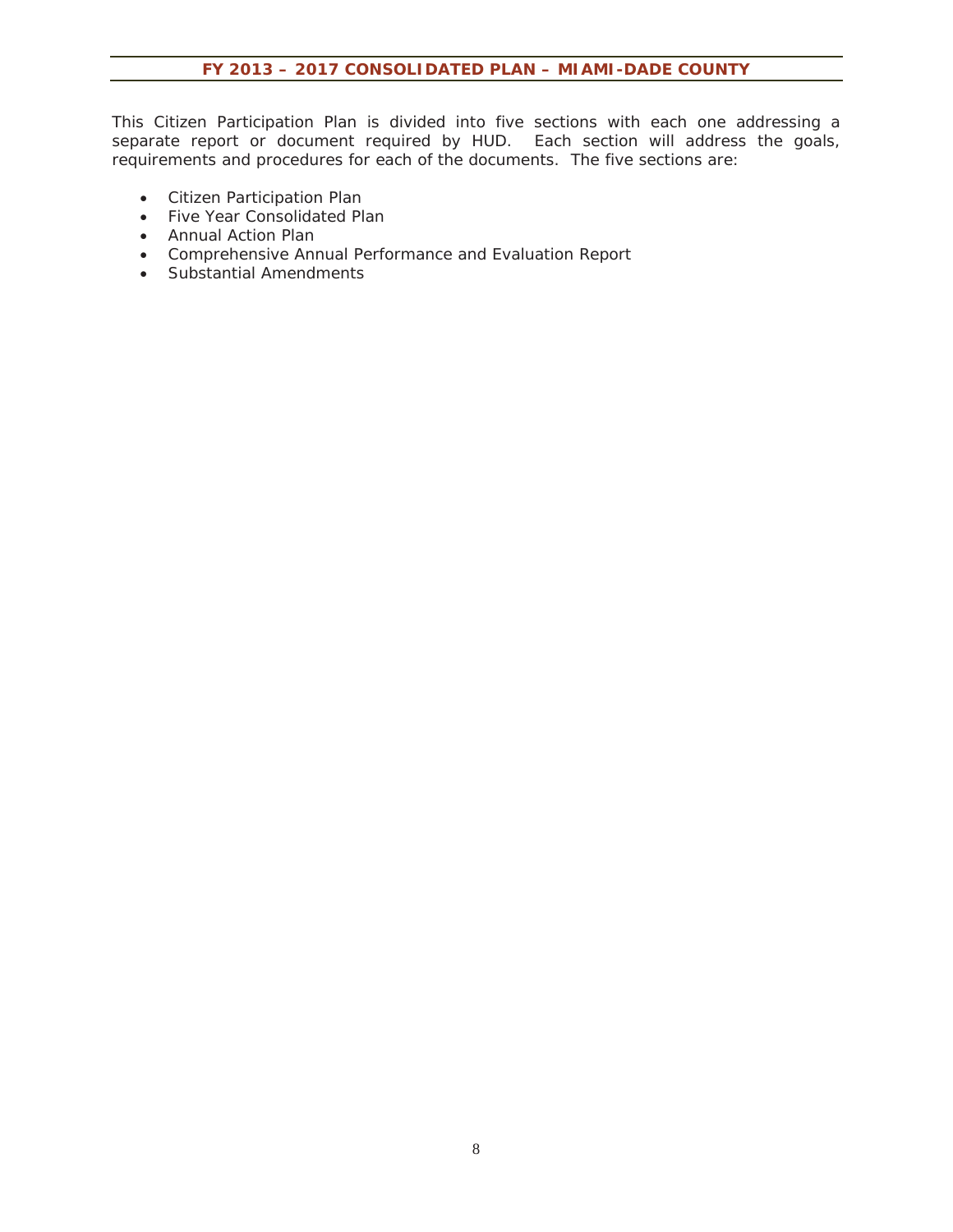This Citizen Participation Plan is divided into five sections with each one addressing a separate report or document required by HUD. Each section will address the goals, requirements and procedures for each of the documents. The five sections are:

- Citizen Participation Plan
- Five Year Consolidated Plan
- Annual Action Plan
- Comprehensive Annual Performance and Evaluation Report
- Substantial Amendments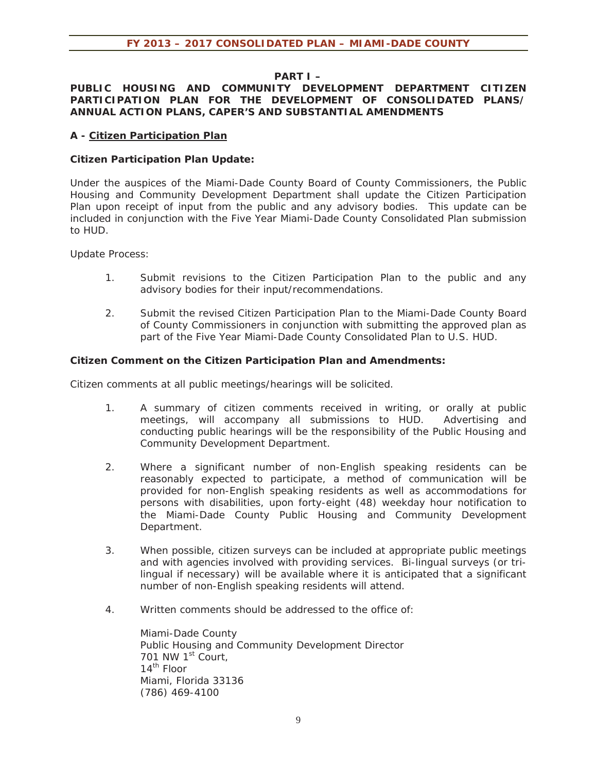## PART I –

## PUBLIC HOUSING AND COMMUNITY DEVELOPMENT DEPARTMENT CITIZEN PARTICIPATION PLAN FOR THE DEVELOPMENT OF CONSOLIDATED PLANS/ ANNUAL ACTION PLANS, CAPER'S AND SUBSTANTIAL AMENDMENTS

### A - Citizen Participation Plan

**Citizen Participation Plan Update:**

Under the auspices of the Miami-Dade County Board of County Commissioners, the Public Housing and Community Development Department shall update the Citizen Participation Plan upon receipt of input from the public and any advisory bodies. This update can be included in conjunction with the Five Year Miami-Dade County Consolidated Plan submission to HUD.

Update Process:

1. Submit revisions to the Citizen Participation Plan to the public and any advisory bodies for their input/recommendations.
2. Submit the revised Citizen Participation Plan to the Miami-Dade County Board of County Commissioners in conjunction with submitting the approved plan as part of the Five Year Miami-Dade County Consolidated Plan to U.S. HUD.

**Citizen Comment on the Citizen Participation Plan and Amendments:**

Citizen comments at all public meetings/hearings will be solicited.

1. A summary of citizen comments received in writing, or orally at public meetings, will accompany all submissions to HUD. Advertising and conducting public hearings will be the responsibility of the Public Housing and Community Development Department.
2. Where a significant number of non-English speaking residents can be reasonably expected to participate, a method of communication will be provided for non-English speaking residents as well as accommodations for persons with disabilities, upon forty-eight (48) weekday hour notification to the Miami-Dade County Public Housing and Community Development Department.
3. When possible, citizen surveys can be included at appropriate public meetings and with agencies involved with providing services. Bi-lingual surveys (or tri-lingual if necessary) will be available where it is anticipated that a significant number of non-English speaking residents will attend.
4. Written comments should be addressed to the office of:

   Miami-Dade County
   Public Housing and Community Development Director
   701 NW 1st Court,
   14th Floor
   Miami, Florida 33136
   (786) 469-4100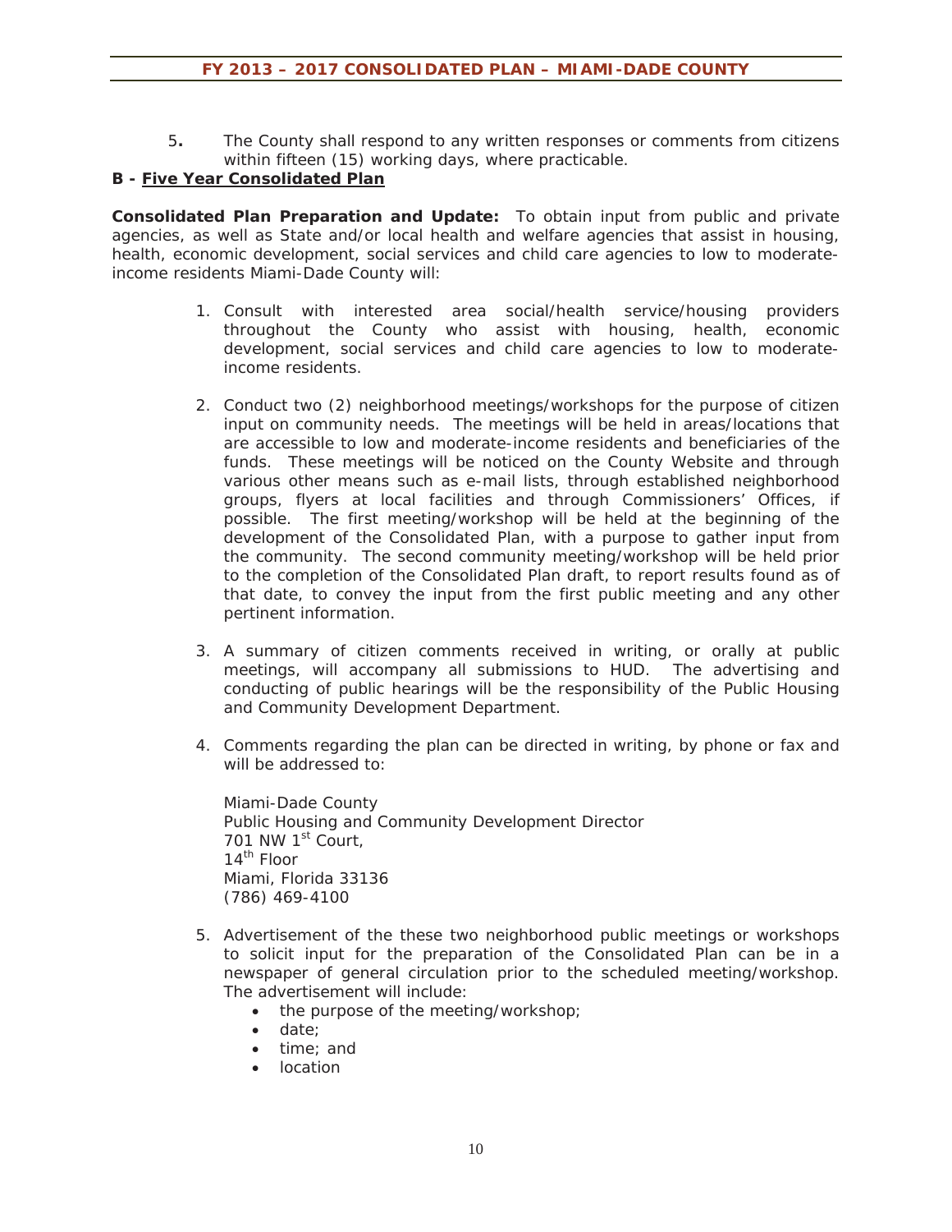5. The County shall respond to any written responses or comments from citizens within fifteen (15) working days, where practicable.

**B - <u>Five Year Consolidated Plan</u>**

**Consolidated Plan Preparation and Update:** To obtain input from public and private agencies, as well as State and/or local health and welfare agencies that assist in housing, health, economic development, social services and child care agencies to low to moderate-income residents Miami-Dade County will:

1. Consult with interested area social/health service/housing providers throughout the County who assist with housing, health, economic development, social services and child care agencies to low to moderate-income residents.

2. Conduct two (2) neighborhood meetings/workshops for the purpose of citizen input on community needs. The meetings will be held in areas/locations that are accessible to low and moderate-income residents and beneficiaries of the funds. These meetings will be noticed on the County Website and through various other means such as e-mail lists, through established neighborhood groups, flyers at local facilities and through Commissioners' Offices, if possible. The first meeting/workshop will be held at the beginning of the development of the Consolidated Plan, with a purpose to gather input from the community. The second community meeting/workshop will be held prior to the completion of the Consolidated Plan draft, to report results found as of that date, to convey the input from the first public meeting and any other pertinent information.

3. A summary of citizen comments received in writing, or orally at public meetings, will accompany all submissions to HUD. The advertising and conducting of public hearings will be the responsibility of the Public Housing and Community Development Department.

4. Comments regarding the plan can be directed in writing, by phone or fax and will be addressed to:

   Miami-Dade County
   Public Housing and Community Development Director
   701 NW 1st Court,
   14th Floor
   Miami, Florida 33136
   (786) 469-4100

5. Advertisement of the these two neighborhood public meetings or workshops to solicit input for the preparation of the Consolidated Plan can be in a newspaper of general circulation prior to the scheduled meeting/workshop. The advertisement will include:
   - the purpose of the meeting/workshop;
   - date;
   - time; and
   - location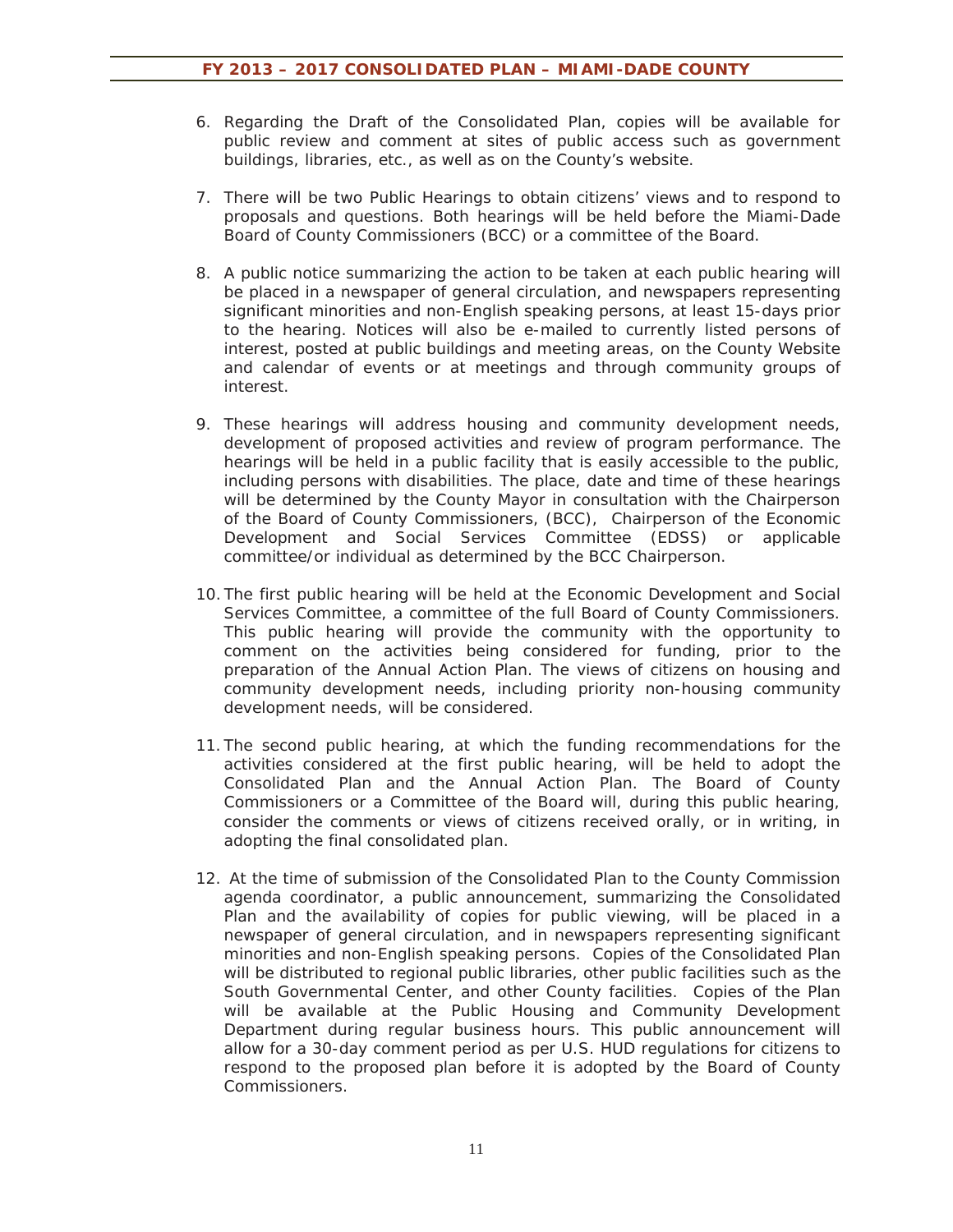6. Regarding the Draft of the Consolidated Plan, copies will be available for public review and comment at sites of public access such as government buildings, libraries, etc., as well as on the County's website.

7. There will be two Public Hearings to obtain citizens' views and to respond to proposals and questions. Both hearings will be held before the Miami-Dade Board of County Commissioners (BCC) or a committee of the Board.

8. A public notice summarizing the action to be taken at each public hearing will be placed in a newspaper of general circulation, and newspapers representing significant minorities and non-English speaking persons, at least 15-days prior to the hearing. Notices will also be e-mailed to currently listed persons of interest, posted at public buildings and meeting areas, on the County Website and calendar of events or at meetings and through community groups of interest.

9. These hearings will address housing and community development needs, development of proposed activities and review of program performance. The hearings will be held in a public facility that is easily accessible to the public, including persons with disabilities. The place, date and time of these hearings will be determined by the County Mayor in consultation with the Chairperson of the Board of County Commissioners, (BCC), Chairperson of the Economic Development and Social Services Committee (EDSS) or applicable committee/or individual as determined by the BCC Chairperson.

10. The first public hearing will be held at the Economic Development and Social Services Committee, a committee of the full Board of County Commissioners. This public hearing will provide the community with the opportunity to comment on the activities being considered for funding, prior to the preparation of the Annual Action Plan. The views of citizens on housing and community development needs, including priority non-housing community development needs, will be considered.

11. The second public hearing, at which the funding recommendations for the activities considered at the first public hearing, will be held to adopt the Consolidated Plan and the Annual Action Plan. The Board of County Commissioners or a Committee of the Board will, during this public hearing, consider the comments or views of citizens received orally, or in writing, in adopting the final consolidated plan.

12. At the time of submission of the Consolidated Plan to the County Commission agenda coordinator, a public announcement, summarizing the Consolidated Plan and the availability of copies for public viewing, will be placed in a newspaper of general circulation, and in newspapers representing significant minorities and non-English speaking persons. Copies of the Consolidated Plan will be distributed to regional public libraries, other public facilities such as the South Governmental Center, and other County facilities. Copies of the Plan will be available at the Public Housing and Community Development Department during regular business hours. This public announcement will allow for a 30-day comment period as per U.S. HUD regulations for citizens to respond to the proposed plan before it is adopted by the Board of County Commissioners.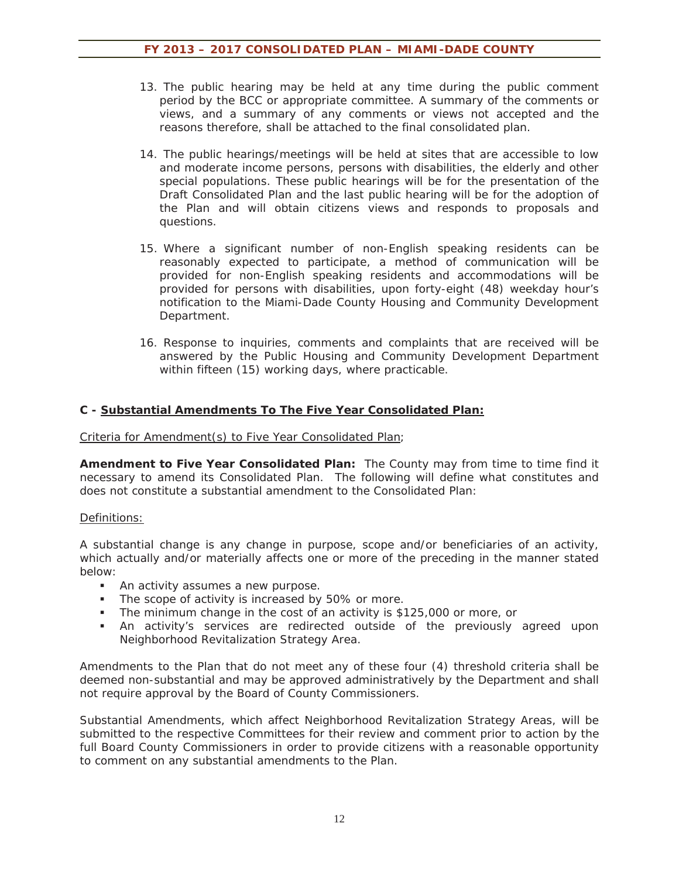13. The public hearing may be held at any time during the public comment period by the BCC or appropriate committee. A summary of the comments or views, and a summary of any comments or views not accepted and the reasons therefore, shall be attached to the final consolidated plan.

14. The public hearings/meetings will be held at sites that are accessible to low and moderate income persons, persons with disabilities, the elderly and other special populations. These public hearings will be for the presentation of the Draft Consolidated Plan and the last public hearing will be for the adoption of the Plan and will obtain citizens views and responds to proposals and questions.

15. Where a significant number of non-English speaking residents can be reasonably expected to participate, a method of communication will be provided for non-English speaking residents and accommodations will be provided for persons with disabilities, upon forty-eight (48) weekday hour's notification to the Miami-Dade County Housing and Community Development Department.

16. Response to inquiries, comments and complaints that are received will be answered by the Public Housing and Community Development Department within fifteen (15) working days, where practicable.

**C - Substantial Amendments To The Five Year Consolidated Plan:**

Criteria for Amendment(s) to Five Year Consolidated Plan;

**Amendment to Five Year Consolidated Plan:** The County may from time to time find it necessary to amend its Consolidated Plan. The following will define what constitutes and does not constitute a substantial amendment to the Consolidated Plan:

Definitions:

A substantial change is any change in purpose, scope and/or beneficiaries of an activity, which actually and/or materially affects one or more of the preceding in the manner stated below:

- An activity assumes a new purpose.
- The scope of activity is increased by 50% or more.
- The minimum change in the cost of an activity is $125,000 or more, or
- An activity's services are redirected outside of the previously agreed upon Neighborhood Revitalization Strategy Area.

Amendments to the Plan that do not meet any of these four (4) threshold criteria shall be deemed non-substantial and may be approved administratively by the Department and shall not require approval by the Board of County Commissioners.

Substantial Amendments, which affect Neighborhood Revitalization Strategy Areas, will be submitted to the respective Committees for their review and comment prior to action by the full Board County Commissioners in order to provide citizens with a reasonable opportunity to comment on any substantial amendments to the Plan.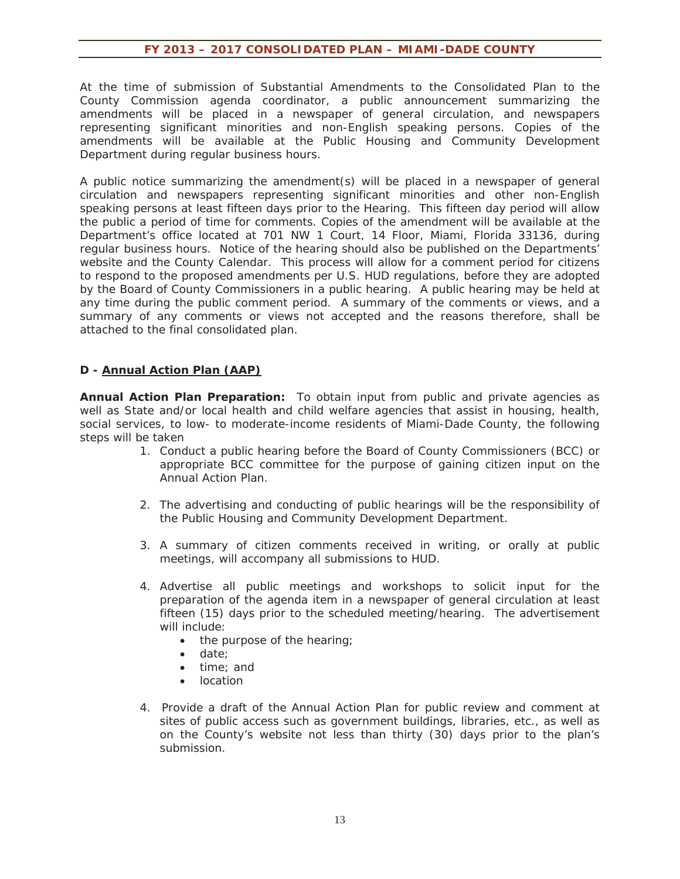At the time of submission of Substantial Amendments to the Consolidated Plan to the County Commission agenda coordinator, a public announcement summarizing the amendments will be placed in a newspaper of general circulation, and newspapers representing significant minorities and non-English speaking persons. Copies of the amendments will be available at the Public Housing and Community Development Department during regular business hours.

A public notice summarizing the amendment(s) will be placed in a newspaper of general circulation and newspapers representing significant minorities and other non-English speaking persons at least fifteen days prior to the Hearing. This fifteen day period will allow the public a period of time for comments. Copies of the amendment will be available at the Department's office located at 701 NW 1 Court, 14 Floor, Miami, Florida 33136, during regular business hours. Notice of the hearing should also be published on the Departments' website and the County Calendar. This process will allow for a comment period for citizens to respond to the proposed amendments per U.S. HUD regulations, before they are adopted by the Board of County Commissioners in a public hearing. A public hearing may be held at any time during the public comment period. A summary of the comments or views, and a summary of any comments or views not accepted and the reasons therefore, shall be attached to the final consolidated plan.

## D - Annual Action Plan (AAP)

**Annual Action Plan Preparation:** To obtain input from public and private agencies as well as State and/or local health and child welfare agencies that assist in housing, health, social services, to low- to moderate-income residents of Miami-Dade County, the following steps will be taken

1. Conduct a public hearing before the Board of County Commissioners (BCC) or appropriate BCC committee for the purpose of gaining citizen input on the Annual Action Plan.

2. The advertising and conducting of public hearings will be the responsibility of the Public Housing and Community Development Department.

3. A summary of citizen comments received in writing, or orally at public meetings, will accompany all submissions to HUD.

4. Advertise all public meetings and workshops to solicit input for the preparation of the agenda item in a newspaper of general circulation at least fifteen (15) days prior to the scheduled meeting/hearing. The advertisement will include:
   - the purpose of the hearing;
   - date;
   - time; and
   - location

4. Provide a draft of the Annual Action Plan for public review and comment at sites of public access such as government buildings, libraries, etc., as well as on the County's website not less than thirty (30) days prior to the plan's submission.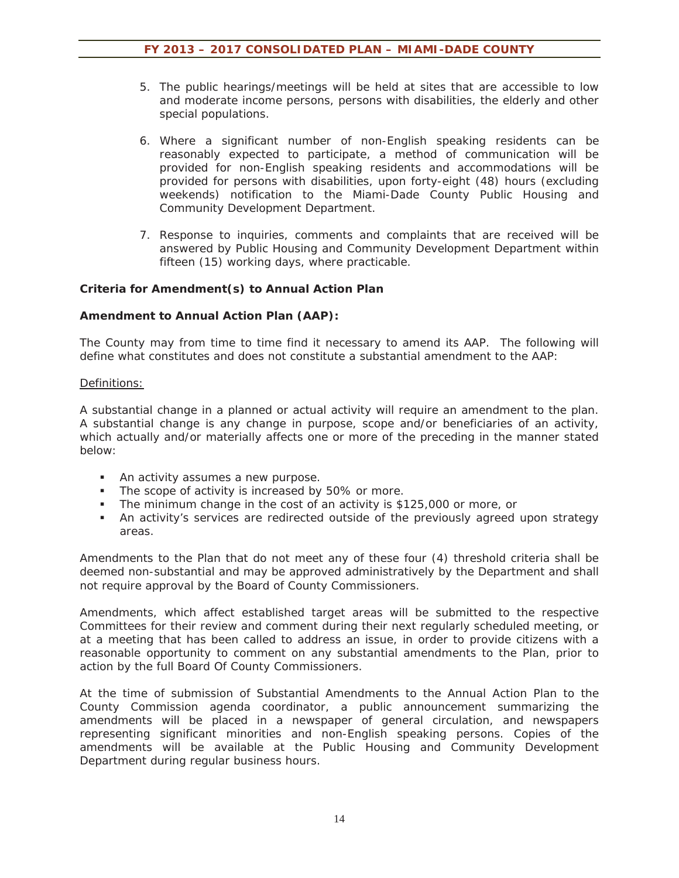5. The public hearings/meetings will be held at sites that are accessible to low and moderate income persons, persons with disabilities, the elderly and other special populations.

6. Where a significant number of non-English speaking residents can be reasonably expected to participate, a method of communication will be provided for non-English speaking residents and accommodations will be provided for persons with disabilities, upon forty-eight (48) hours (excluding weekends) notification to the Miami-Dade County Public Housing and Community Development Department.

7. Response to inquiries, comments and complaints that are received will be answered by Public Housing and Community Development Department within fifteen (15) working days, where practicable.

**Criteria for Amendment(s) to Annual Action Plan**

**Amendment to Annual Action Plan (AAP):**

The County may from time to time find it necessary to amend its AAP. The following will define what constitutes and does not constitute a substantial amendment to the AAP:

Definitions:

A substantial change in a planned or actual activity will require an amendment to the plan. A substantial change is any change in purpose, scope and/or beneficiaries of an activity, which actually and/or materially affects one or more of the preceding in the manner stated below:

- An activity assumes a new purpose.
- The scope of activity is increased by 50% or more.
- The minimum change in the cost of an activity is $125,000 or more, or
- An activity's services are redirected outside of the previously agreed upon strategy areas.

Amendments to the Plan that do not meet any of these four (4) threshold criteria shall be deemed non-substantial and may be approved administratively by the Department and shall not require approval by the Board of County Commissioners.

Amendments, which affect established target areas will be submitted to the respective Committees for their review and comment during their next regularly scheduled meeting, or at a meeting that has been called to address an issue, in order to provide citizens with a reasonable opportunity to comment on any substantial amendments to the Plan, prior to action by the full Board Of County Commissioners.

At the time of submission of Substantial Amendments to the Annual Action Plan to the County Commission agenda coordinator, a public announcement summarizing the amendments will be placed in a newspaper of general circulation, and newspapers representing significant minorities and non-English speaking persons. Copies of the amendments will be available at the Public Housing and Community Development Department during regular business hours.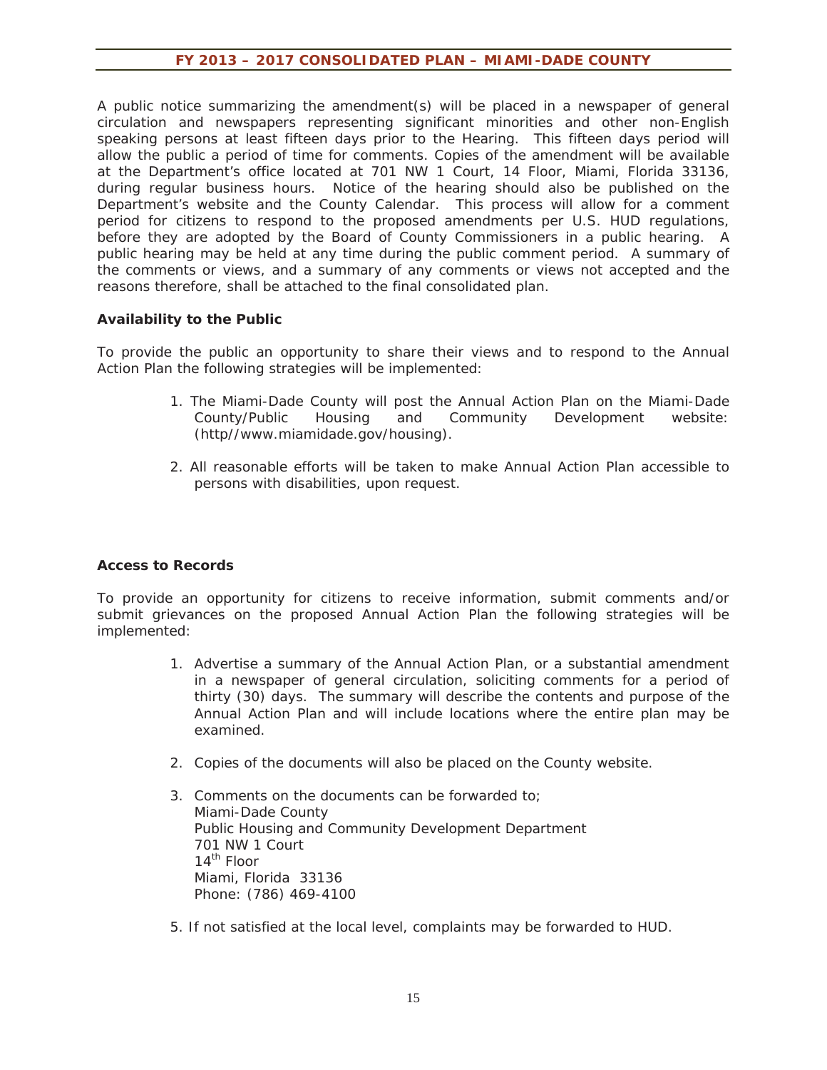A public notice summarizing the amendment(s) will be placed in a newspaper of general circulation and newspapers representing significant minorities and other non-English speaking persons at least fifteen days prior to the Hearing. This fifteen days period will allow the public a period of time for comments. Copies of the amendment will be available at the Department's office located at 701 NW 1 Court, 14 Floor, Miami, Florida 33136, during regular business hours. Notice of the hearing should also be published on the Department's website and the County Calendar. This process will allow for a comment period for citizens to respond to the proposed amendments per U.S. HUD regulations, before they are adopted by the Board of County Commissioners in a public hearing. A public hearing may be held at any time during the public comment period. A summary of the comments or views, and a summary of any comments or views not accepted and the reasons therefore, shall be attached to the final consolidated plan.

**Availability to the Public**

To provide the public an opportunity to share their views and to respond to the Annual Action Plan the following strategies will be implemented:

1. The Miami-Dade County will post the Annual Action Plan on the Miami-Dade County/Public Housing and Community Development website: (http//www.miamidade.gov/housing).
2. All reasonable efforts will be taken to make Annual Action Plan accessible to persons with disabilities, upon request.

**Access to Records**

To provide an opportunity for citizens to receive information, submit comments and/or submit grievances on the proposed Annual Action Plan the following strategies will be implemented:

1. Advertise a summary of the Annual Action Plan, or a substantial amendment in a newspaper of general circulation, soliciting comments for a period of thirty (30) days. The summary will describe the contents and purpose of the Annual Action Plan and will include locations where the entire plan may be examined.
2. Copies of the documents will also be placed on the County website.
3. Comments on the documents can be forwarded to;
   Miami-Dade County
   Public Housing and Community Development Department
   701 NW 1 Court
   14th Floor
   Miami, Florida 33136
   Phone: (786) 469-4100

5. If not satisfied at the local level, complaints may be forwarded to HUD.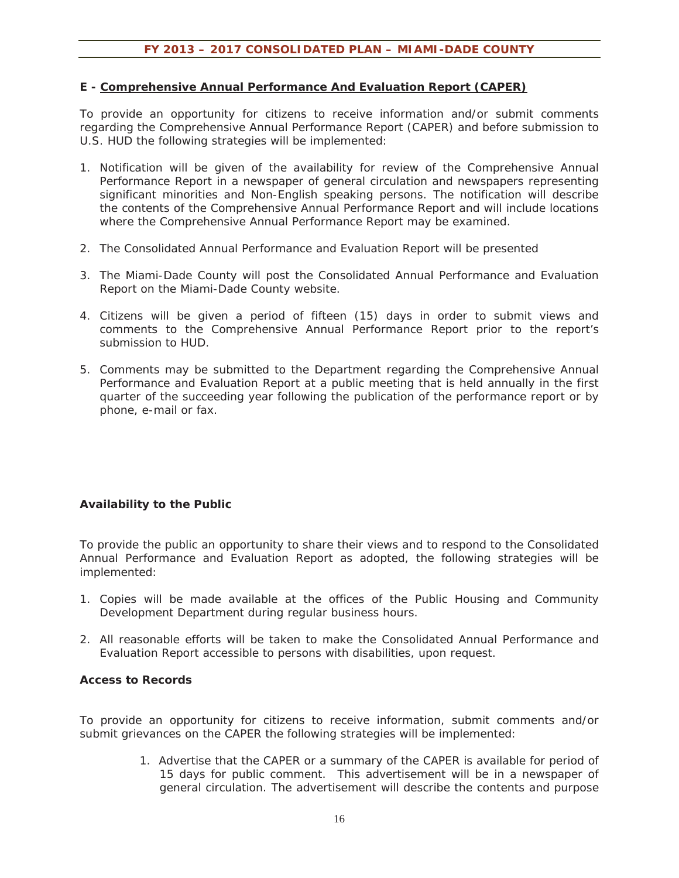## E - Comprehensive Annual Performance And Evaluation Report (CAPER)

To provide an opportunity for citizens to receive information and/or submit comments regarding the Comprehensive Annual Performance Report (CAPER) and before submission to U.S. HUD the following strategies will be implemented:

1. Notification will be given of the availability for review of the Comprehensive Annual Performance Report in a newspaper of general circulation and newspapers representing significant minorities and Non-English speaking persons. The notification will describe the contents of the Comprehensive Annual Performance Report and will include locations where the Comprehensive Annual Performance Report may be examined.

2. The Consolidated Annual Performance and Evaluation Report will be presented

3. The Miami-Dade County will post the Consolidated Annual Performance and Evaluation Report on the Miami-Dade County website.

4. Citizens will be given a period of fifteen (15) days in order to submit views and comments to the Comprehensive Annual Performance Report prior to the report's submission to HUD.

5. Comments may be submitted to the Department regarding the Comprehensive Annual Performance and Evaluation Report at a public meeting that is held annually in the first quarter of the succeeding year following the publication of the performance report or by phone, e-mail or fax.

### Availability to the Public

To provide the public an opportunity to share their views and to respond to the Consolidated Annual Performance and Evaluation Report as adopted, the following strategies will be implemented:

1. Copies will be made available at the offices of the Public Housing and Community Development Department during regular business hours.

2. All reasonable efforts will be taken to make the Consolidated Annual Performance and Evaluation Report accessible to persons with disabilities, upon request.

### Access to Records

To provide an opportunity for citizens to receive information, submit comments and/or submit grievances on the CAPER the following strategies will be implemented:

1. Advertise that the CAPER or a summary of the CAPER is available for period of 15 days for public comment. This advertisement will be in a newspaper of general circulation. The advertisement will describe the contents and purpose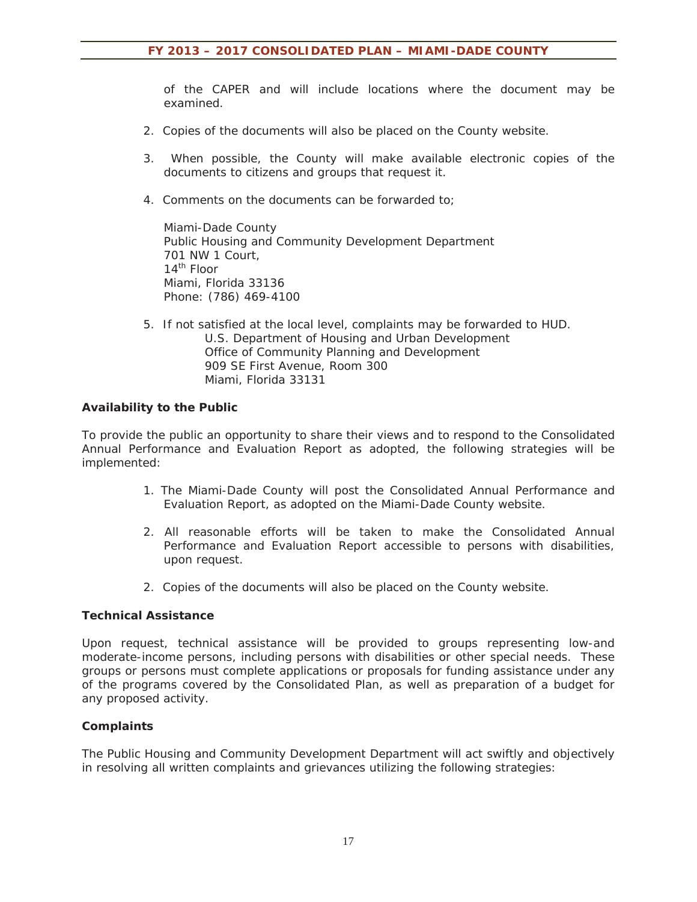of the CAPER and will include locations where the document may be examined.

2. Copies of the documents will also be placed on the County website.

3. When possible, the County will make available electronic copies of the documents to citizens and groups that request it.

4. Comments on the documents can be forwarded to;

   Miami-Dade County
   Public Housing and Community Development Department
   701 NW 1 Court,
   14th Floor
   Miami, Florida 33136
   Phone: (786) 469-4100

5. If not satisfied at the local level, complaints may be forwarded to HUD.
   U.S. Department of Housing and Urban Development
   Office of Community Planning and Development
   909 SE First Avenue, Room 300
   Miami, Florida 33131

**Availability to the Public**

To provide the public an opportunity to share their views and to respond to the Consolidated Annual Performance and Evaluation Report as adopted, the following strategies will be implemented:

1. The Miami-Dade County will post the Consolidated Annual Performance and Evaluation Report, as adopted on the Miami-Dade County website.

2. All reasonable efforts will be taken to make the Consolidated Annual Performance and Evaluation Report accessible to persons with disabilities, upon request.

2. Copies of the documents will also be placed on the County website.

**Technical Assistance**

Upon request, technical assistance will be provided to groups representing low-and moderate-income persons, including persons with disabilities or other special needs. These groups or persons must complete applications or proposals for funding assistance under any of the programs covered by the Consolidated Plan, as well as preparation of a budget for any proposed activity.

**Complaints**

The Public Housing and Community Development Department will act swiftly and objectively in resolving all written complaints and grievances utilizing the following strategies: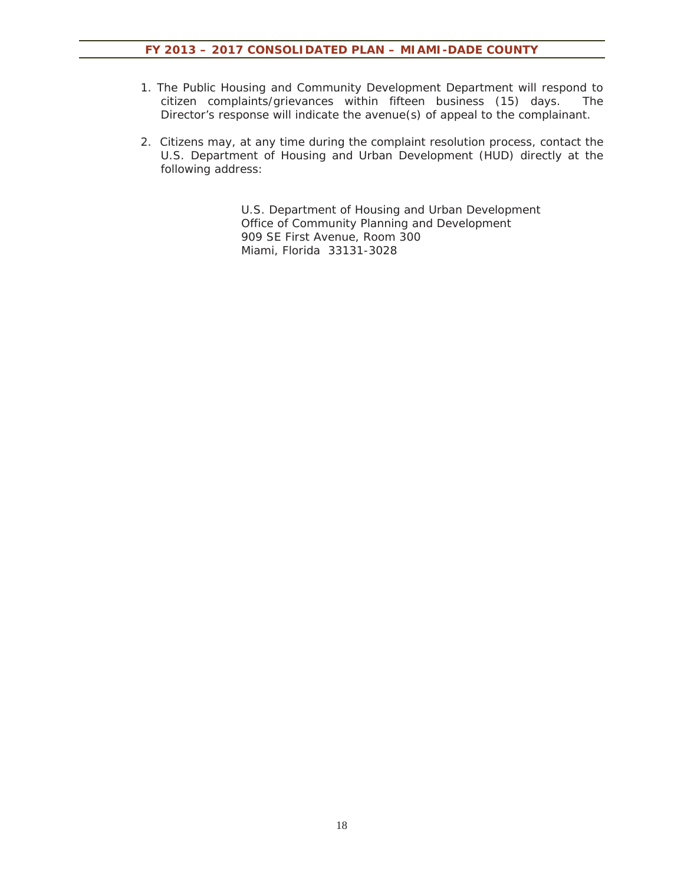1. The Public Housing and Community Development Department will respond to citizen complaints/grievances within fifteen business (15) days. The Director's response will indicate the avenue(s) of appeal to the complainant.

2. Citizens may, at any time during the complaint resolution process, contact the U.S. Department of Housing and Urban Development (HUD) directly at the following address:

   U.S. Department of Housing and Urban Development
   Office of Community Planning and Development
   909 SE First Avenue, Room 300
   Miami, Florida 33131-3028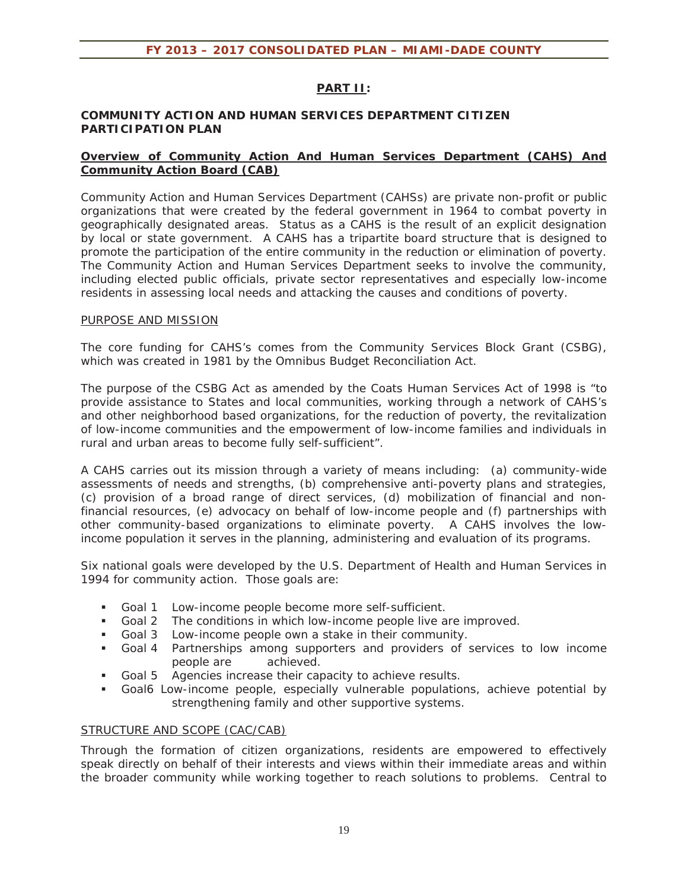## PART II:

### COMMUNITY ACTION AND HUMAN SERVICES DEPARTMENT CITIZEN PARTICIPATION PLAN

**<u>Overview of Community Action And Human Services Department (CAHS) And Community Action Board (CAB)</u>**

Community Action and Human Services Department (CAHSs) are private non-profit or public organizations that were created by the federal government in 1964 to combat poverty in geographically designated areas. Status as a CAHS is the result of an explicit designation by local or state government. A CAHS has a tripartite board structure that is designed to promote the participation of the entire community in the reduction or elimination of poverty. The Community Action and Human Services Department seeks to involve the community, including elected public officials, private sector representatives and especially low-income residents in assessing local needs and attacking the causes and conditions of poverty.

<u>PURPOSE AND MISSION</u>

The core funding for CAHS's comes from the Community Services Block Grant (CSBG), which was created in 1981 by the Omnibus Budget Reconciliation Act.

The purpose of the CSBG Act as amended by the Coats Human Services Act of 1998 is "to provide assistance to States and local communities, working through a network of CAHS's and other neighborhood based organizations, for the reduction of poverty, the revitalization of low-income communities and the empowerment of low-income families and individuals in rural and urban areas to become fully self-sufficient".

A CAHS carries out its mission through a variety of means including: (a) community-wide assessments of needs and strengths, (b) comprehensive anti-poverty plans and strategies, (c) provision of a broad range of direct services, (d) mobilization of financial and non-financial resources, (e) advocacy on behalf of low-income people and (f) partnerships with other community-based organizations to eliminate poverty. A CAHS involves the low-income population it serves in the planning, administering and evaluation of its programs.

Six national goals were developed by the U.S. Department of Health and Human Services in 1994 for community action. Those goals are:

- Goal 1 Low-income people become more self-sufficient.
- Goal 2 The conditions in which low-income people live are improved.
- Goal 3 Low-income people own a stake in their community.
- Goal 4 Partnerships among supporters and providers of services to low income people are achieved.
- Goal 5 Agencies increase their capacity to achieve results.
- Goal6 Low-income people, especially vulnerable populations, achieve potential by strengthening family and other supportive systems.

<u>STRUCTURE AND SCOPE (CAC/CAB)</u>

Through the formation of citizen organizations, residents are empowered to effectively speak directly on behalf of their interests and views within their immediate areas and within the broader community while working together to reach solutions to problems. Central to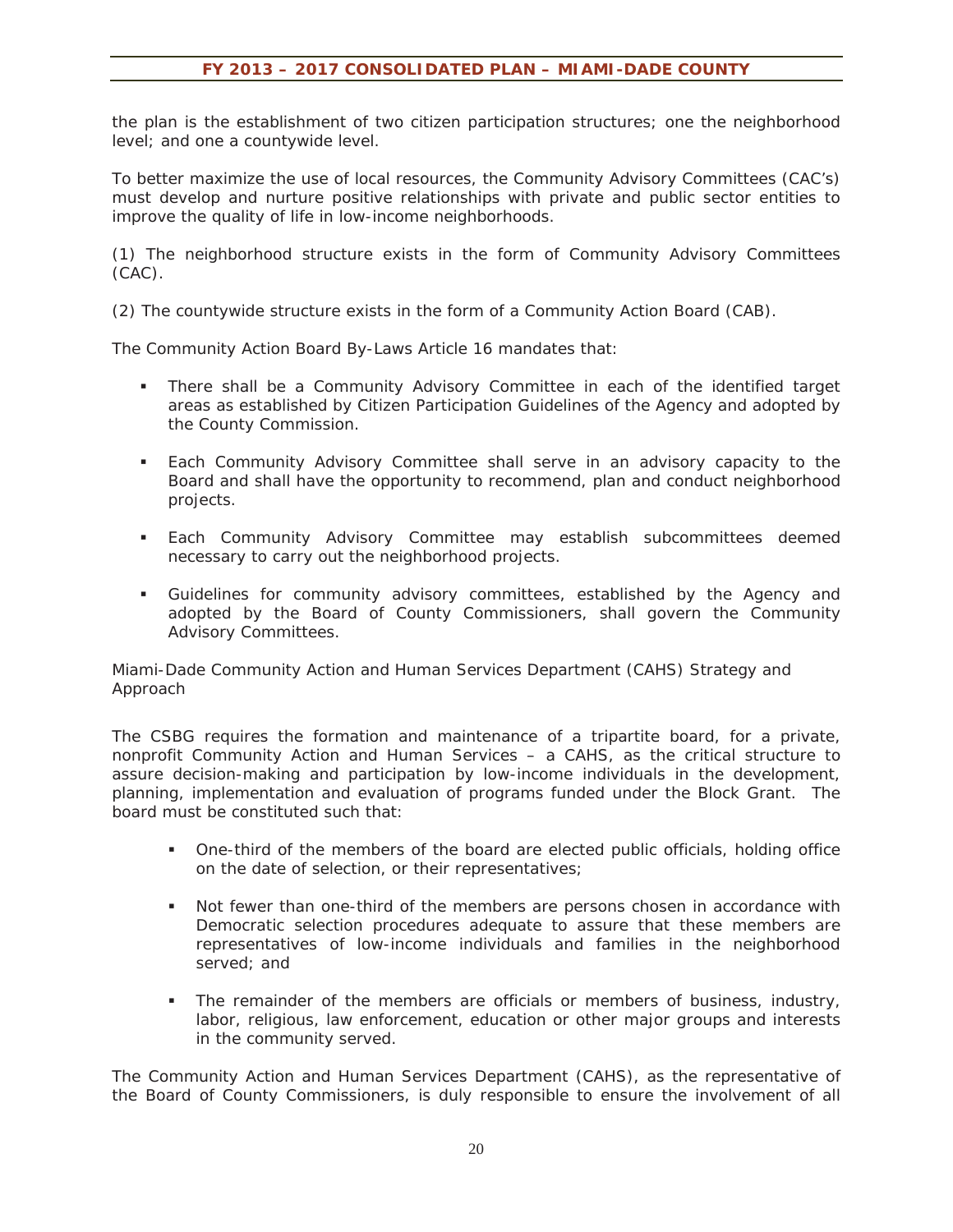the plan is the establishment of two citizen participation structures; one the neighborhood level; and one a countywide level.

To better maximize the use of local resources, the Community Advisory Committees (CAC's) must develop and nurture positive relationships with private and public sector entities to improve the quality of life in low-income neighborhoods.

(1) The neighborhood structure exists in the form of Community Advisory Committees (CAC).

(2) The countywide structure exists in the form of a Community Action Board (CAB).

The Community Action Board By-Laws Article 16 mandates that:

- There shall be a Community Advisory Committee in each of the identified target areas as established by Citizen Participation Guidelines of the Agency and adopted by the County Commission.
- Each Community Advisory Committee shall serve in an advisory capacity to the Board and shall have the opportunity to recommend, plan and conduct neighborhood projects.
- Each Community Advisory Committee may establish subcommittees deemed necessary to carry out the neighborhood projects.
- Guidelines for community advisory committees, established by the Agency and adopted by the Board of County Commissioners, shall govern the Community Advisory Committees.

Miami-Dade Community Action and Human Services Department (CAHS) Strategy and Approach

The CSBG requires the formation and maintenance of a tripartite board, for a private, nonprofit Community Action and Human Services – a CAHS, as the critical structure to assure decision-making and participation by low-income individuals in the development, planning, implementation and evaluation of programs funded under the Block Grant. The board must be constituted such that:

- One-third of the members of the board are elected public officials, holding office on the date of selection, or their representatives;
- Not fewer than one-third of the members are persons chosen in accordance with Democratic selection procedures adequate to assure that these members are representatives of low-income individuals and families in the neighborhood served; and
- The remainder of the members are officials or members of business, industry, labor, religious, law enforcement, education or other major groups and interests in the community served.

The Community Action and Human Services Department (CAHS), as the representative of the Board of County Commissioners, is duly responsible to ensure the involvement of all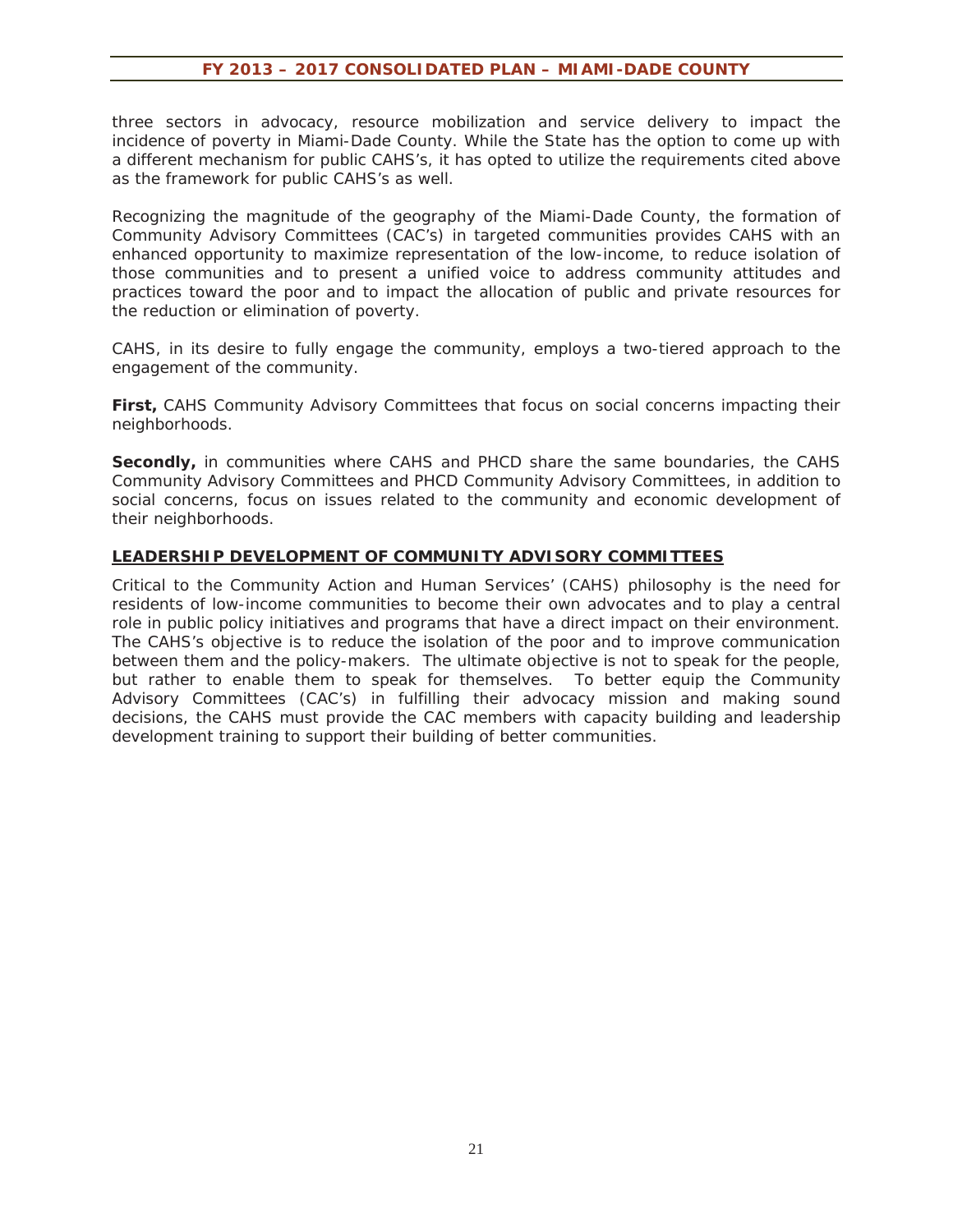three sectors in advocacy, resource mobilization and service delivery to impact the incidence of poverty in Miami-Dade County. While the State has the option to come up with a different mechanism for public CAHS's, it has opted to utilize the requirements cited above as the framework for public CAHS's as well.

Recognizing the magnitude of the geography of the Miami-Dade County, the formation of Community Advisory Committees (CAC's) in targeted communities provides CAHS with an enhanced opportunity to maximize representation of the low-income, to reduce isolation of those communities and to present a unified voice to address community attitudes and practices toward the poor and to impact the allocation of public and private resources for the reduction or elimination of poverty.

CAHS, in its desire to fully engage the community, employs a two-tiered approach to the engagement of the community.

**First,** CAHS Community Advisory Committees that focus on social concerns impacting their neighborhoods.

**Secondly,** in communities where CAHS and PHCD share the same boundaries, the CAHS Community Advisory Committees and PHCD Community Advisory Committees, in addition to social concerns, focus on issues related to the community and economic development of their neighborhoods.

## LEADERSHIP DEVELOPMENT OF COMMUNITY ADVISORY COMMITTEES

Critical to the Community Action and Human Services' (CAHS) philosophy is the need for residents of low-income communities to become their own advocates and to play a central role in public policy initiatives and programs that have a direct impact on their environment. The CAHS's objective is to reduce the isolation of the poor and to improve communication between them and the policy-makers. The ultimate objective is not to speak for the people, but rather to enable them to speak for themselves. To better equip the Community Advisory Committees (CAC's) in fulfilling their advocacy mission and making sound decisions, the CAHS must provide the CAC members with capacity building and leadership development training to support their building of better communities.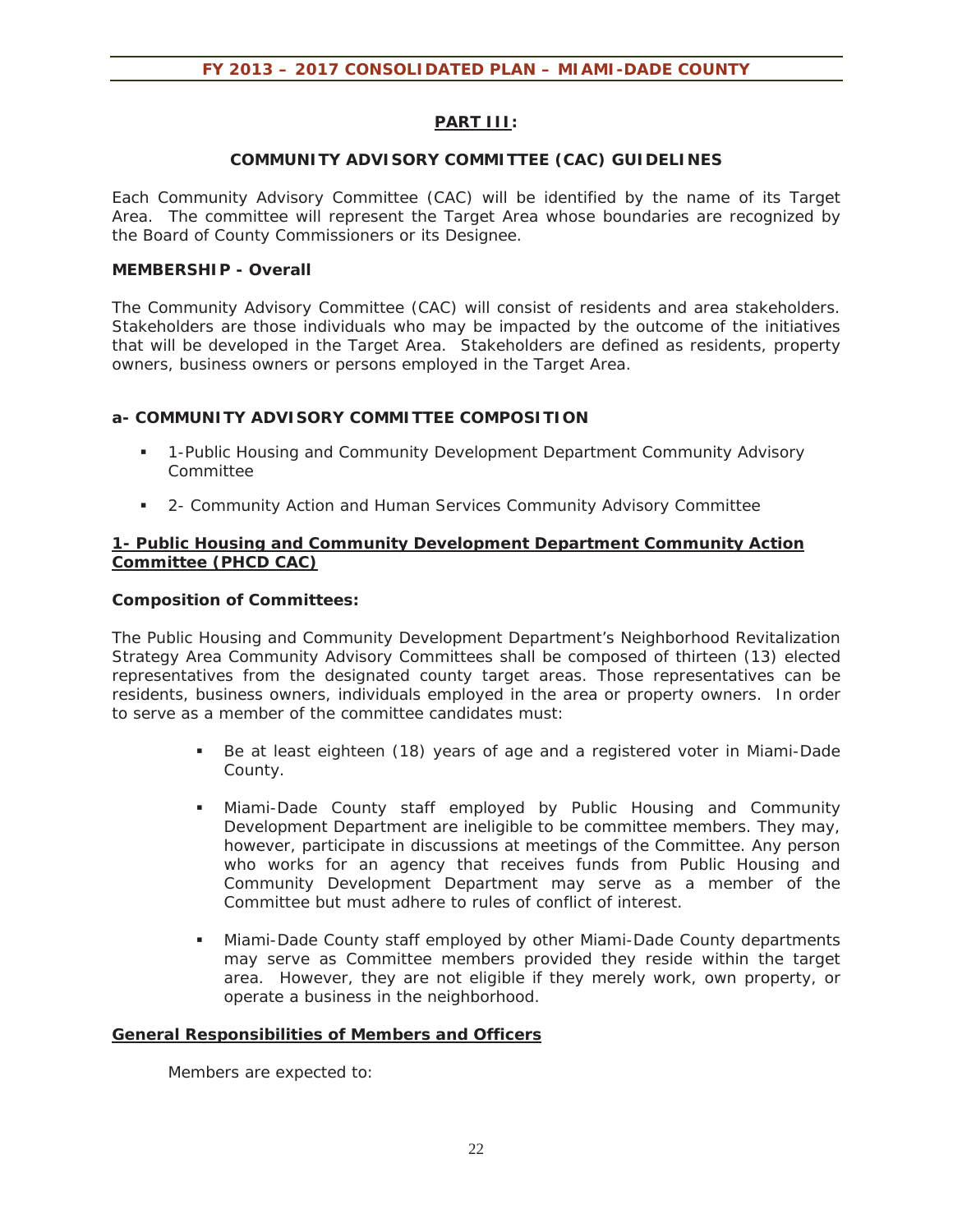## PART III:

### COMMUNITY ADVISORY COMMITTEE (CAC) GUIDELINES

Each Community Advisory Committee (CAC) will be identified by the name of its Target Area. The committee will represent the Target Area whose boundaries are recognized by the Board of County Commissioners or its Designee.

**MEMBERSHIP - Overall**

The Community Advisory Committee (CAC) will consist of residents and area stakeholders. Stakeholders are those individuals who may be impacted by the outcome of the initiatives that will be developed in the Target Area. Stakeholders are defined as residents, property owners, business owners or persons employed in the Target Area.

**a- COMMUNITY ADVISORY COMMITTEE COMPOSITION**

- 1-Public Housing and Community Development Department Community Advisory Committee
- 2- Community Action and Human Services Community Advisory Committee

**1- Public Housing and Community Development Department Community Action Committee (PHCD CAC)**

**Composition of Committees:**

The Public Housing and Community Development Department's Neighborhood Revitalization Strategy Area Community Advisory Committees shall be composed of thirteen (13) elected representatives from the designated county target areas. Those representatives can be residents, business owners, individuals employed in the area or property owners. In order to serve as a member of the committee candidates must:

- Be at least eighteen (18) years of age and a registered voter in Miami-Dade County.
- Miami-Dade County staff employed by Public Housing and Community Development Department are ineligible to be committee members. They may, however, participate in discussions at meetings of the Committee. Any person who works for an agency that receives funds from Public Housing and Community Development Department may serve as a member of the Committee but must adhere to rules of conflict of interest.
- Miami-Dade County staff employed by other Miami-Dade County departments may serve as Committee members provided they reside within the target area. However, they are not eligible if they merely work, own property, or operate a business in the neighborhood.

**General Responsibilities of Members and Officers**

Members are expected to: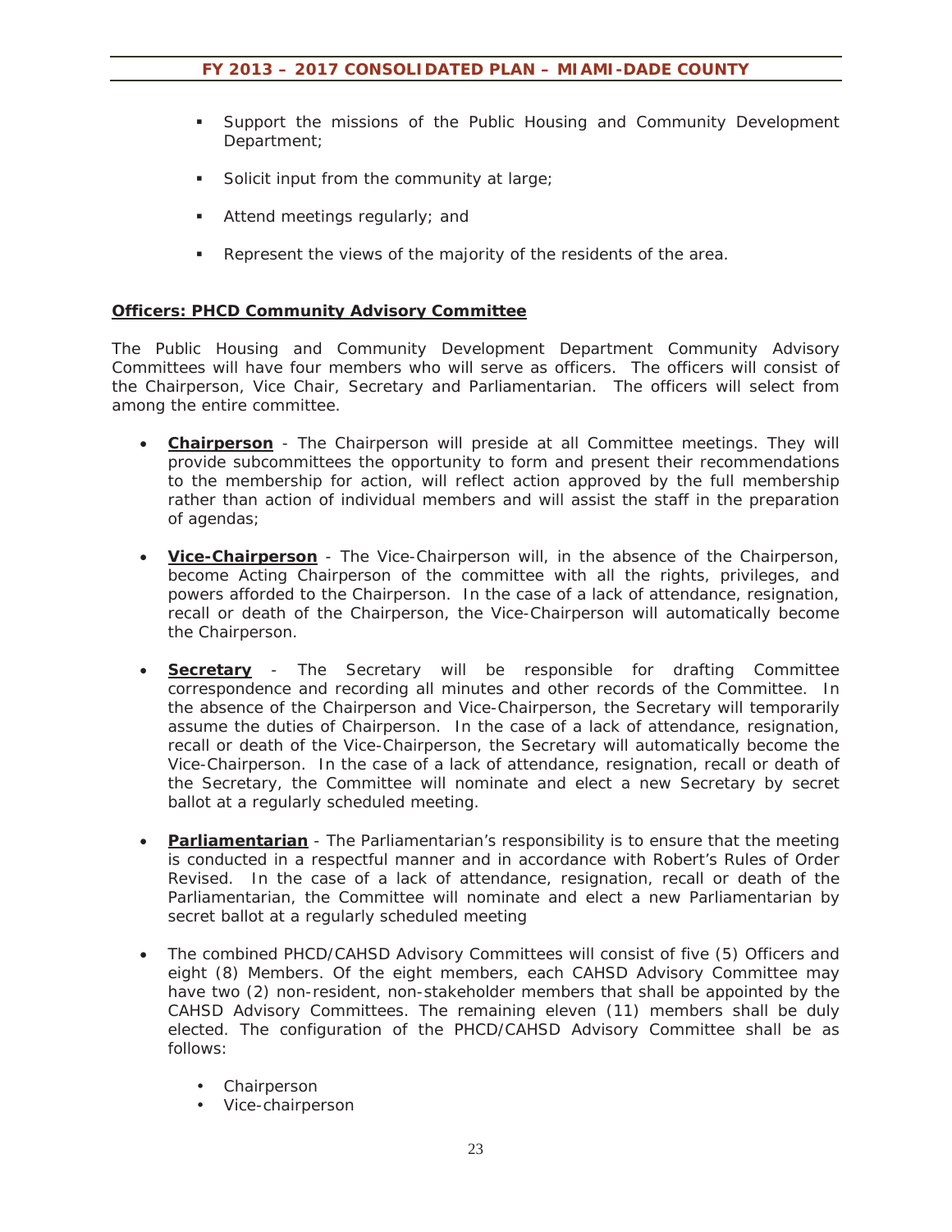- Support the missions of the Public Housing and Community Development Department;
- Solicit input from the community at large;
- Attend meetings regularly; and
- Represent the views of the majority of the residents of the area.

**Officers: PHCD Community Advisory Committee**

The Public Housing and Community Development Department Community Advisory Committees will have four members who will serve as officers. The officers will consist of the Chairperson, Vice Chair, Secretary and Parliamentarian. The officers will select from among the entire committee.

- **Chairperson** - The Chairperson will preside at all Committee meetings. They will provide subcommittees the opportunity to form and present their recommendations to the membership for action, will reflect action approved by the full membership rather than action of individual members and will assist the staff in the preparation of agendas;

- **Vice-Chairperson** - The Vice-Chairperson will, in the absence of the Chairperson, become Acting Chairperson of the committee with all the rights, privileges, and powers afforded to the Chairperson. In the case of a lack of attendance, resignation, recall or death of the Chairperson, the Vice-Chairperson will automatically become the Chairperson.

- **Secretary** - The Secretary will be responsible for drafting Committee correspondence and recording all minutes and other records of the Committee. In the absence of the Chairperson and Vice-Chairperson, the Secretary will temporarily assume the duties of Chairperson. In the case of a lack of attendance, resignation, recall or death of the Vice-Chairperson, the Secretary will automatically become the Vice-Chairperson. In the case of a lack of attendance, resignation, recall or death of the Secretary, the Committee will nominate and elect a new Secretary by secret ballot at a regularly scheduled meeting.

- **Parliamentarian** - The Parliamentarian's responsibility is to ensure that the meeting is conducted in a respectful manner and in accordance with Robert's Rules of Order Revised. In the case of a lack of attendance, resignation, recall or death of the Parliamentarian, the Committee will nominate and elect a new Parliamentarian by secret ballot at a regularly scheduled meeting

- The combined PHCD/CAHSD Advisory Committees will consist of five (5) Officers and eight (8) Members. Of the eight members, each CAHSD Advisory Committee may have two (2) non-resident, non-stakeholder members that shall be appointed by the CAHSD Advisory Committees. The remaining eleven (11) members shall be duly elected. The configuration of the PHCD/CAHSD Advisory Committee shall be as follows:
  - Chairperson
  - Vice-chairperson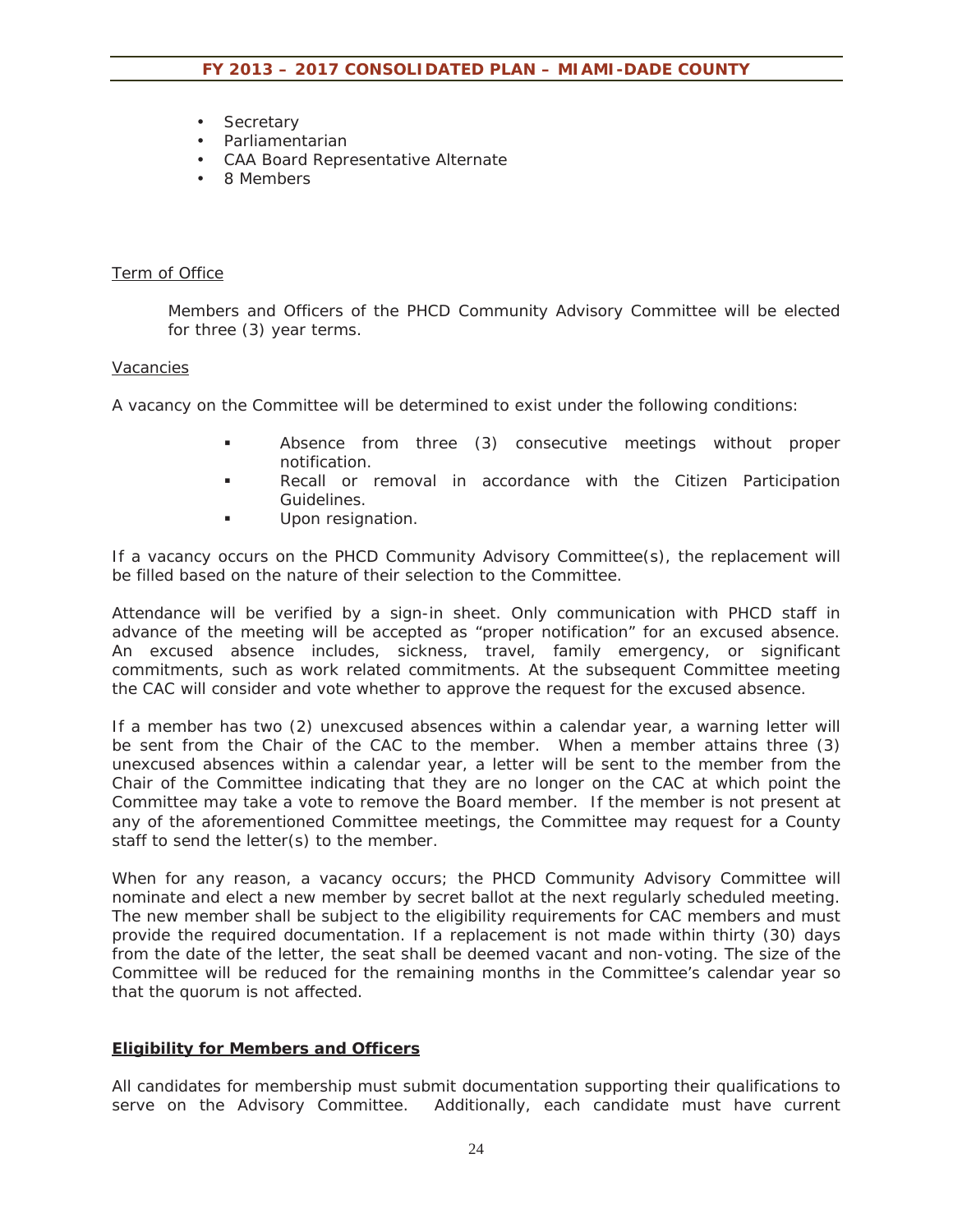- Secretary
- Parliamentarian
- CAA Board Representative Alternate
- 8 Members

Term of Office

Members and Officers of the PHCD Community Advisory Committee will be elected for three (3) year terms.

Vacancies

A vacancy on the Committee will be determined to exist under the following conditions:

- Absence from three (3) consecutive meetings without proper notification.
- Recall or removal in accordance with the Citizen Participation Guidelines.
- Upon resignation.

If a vacancy occurs on the PHCD Community Advisory Committee(s), the replacement will be filled based on the nature of their selection to the Committee.

Attendance will be verified by a sign-in sheet. Only communication with PHCD staff in advance of the meeting will be accepted as "proper notification" for an excused absence. An excused absence includes, sickness, travel, family emergency, or significant commitments, such as work related commitments. At the subsequent Committee meeting the CAC will consider and vote whether to approve the request for the excused absence.

If a member has two (2) unexcused absences within a calendar year, a warning letter will be sent from the Chair of the CAC to the member. When a member attains three (3) unexcused absences within a calendar year, a letter will be sent to the member from the Chair of the Committee indicating that they are no longer on the CAC at which point the Committee may take a vote to remove the Board member. If the member is not present at any of the aforementioned Committee meetings, the Committee may request for a County staff to send the letter(s) to the member.

When for any reason, a vacancy occurs; the PHCD Community Advisory Committee will nominate and elect a new member by secret ballot at the next regularly scheduled meeting. The new member shall be subject to the eligibility requirements for CAC members and must provide the required documentation. If a replacement is not made within thirty (30) days from the date of the letter, the seat shall be deemed vacant and non-voting. The size of the Committee will be reduced for the remaining months in the Committee's calendar year so that the quorum is not affected.

**Eligibility for Members and Officers**

All candidates for membership must submit documentation supporting their qualifications to serve on the Advisory Committee. Additionally, each candidate must have current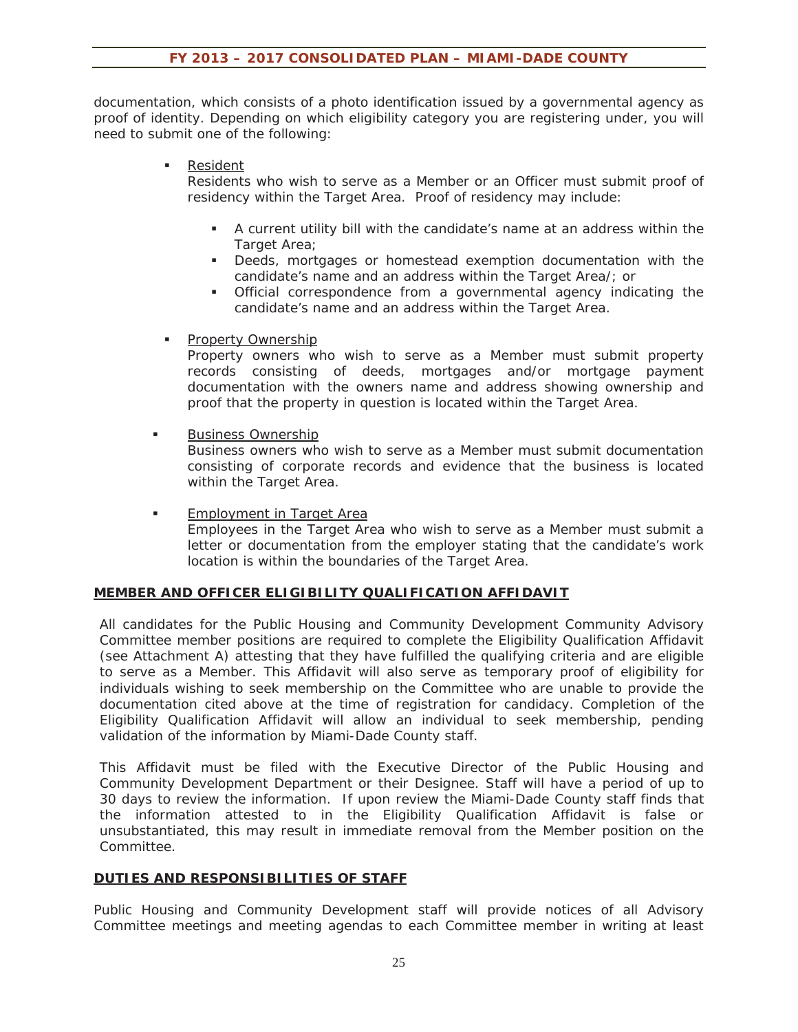documentation, which consists of a photo identification issued by a governmental agency as proof of identity. Depending on which eligibility category you are registering under, you will need to submit one of the following:

- Resident
  Residents who wish to serve as a Member or an Officer must submit proof of residency within the Target Area. Proof of residency may include:
  - A current utility bill with the candidate's name at an address within the Target Area;
  - Deeds, mortgages or homestead exemption documentation with the candidate's name and an address within the Target Area/; or
  - Official correspondence from a governmental agency indicating the candidate's name and an address within the Target Area.

- Property Ownership
  Property owners who wish to serve as a Member must submit property records consisting of deeds, mortgages and/or mortgage payment documentation with the owners name and address showing ownership and proof that the property in question is located within the Target Area.

- Business Ownership
  Business owners who wish to serve as a Member must submit documentation consisting of corporate records and evidence that the business is located within the Target Area.

- Employment in Target Area
  Employees in the Target Area who wish to serve as a Member must submit a letter or documentation from the employer stating that the candidate's work location is within the boundaries of the Target Area.

## MEMBER AND OFFICER ELIGIBILITY QUALIFICATION AFFIDAVIT

All candidates for the Public Housing and Community Development Community Advisory Committee member positions are required to complete the Eligibility Qualification Affidavit (see Attachment A) attesting that they have fulfilled the qualifying criteria and are eligible to serve as a Member. This Affidavit will also serve as temporary proof of eligibility for individuals wishing to seek membership on the Committee who are unable to provide the documentation cited above at the time of registration for candidacy. Completion of the Eligibility Qualification Affidavit will allow an individual to seek membership, pending validation of the information by Miami-Dade County staff.

This Affidavit must be filed with the Executive Director of the Public Housing and Community Development Department or their Designee. Staff will have a period of up to 30 days to review the information. If upon review the Miami-Dade County staff finds that the information attested to in the Eligibility Qualification Affidavit is false or unsubstantiated, this may result in immediate removal from the Member position on the Committee.

## DUTIES AND RESPONSIBILITIES OF STAFF

Public Housing and Community Development staff will provide notices of all Advisory Committee meetings and meeting agendas to each Committee member in writing at least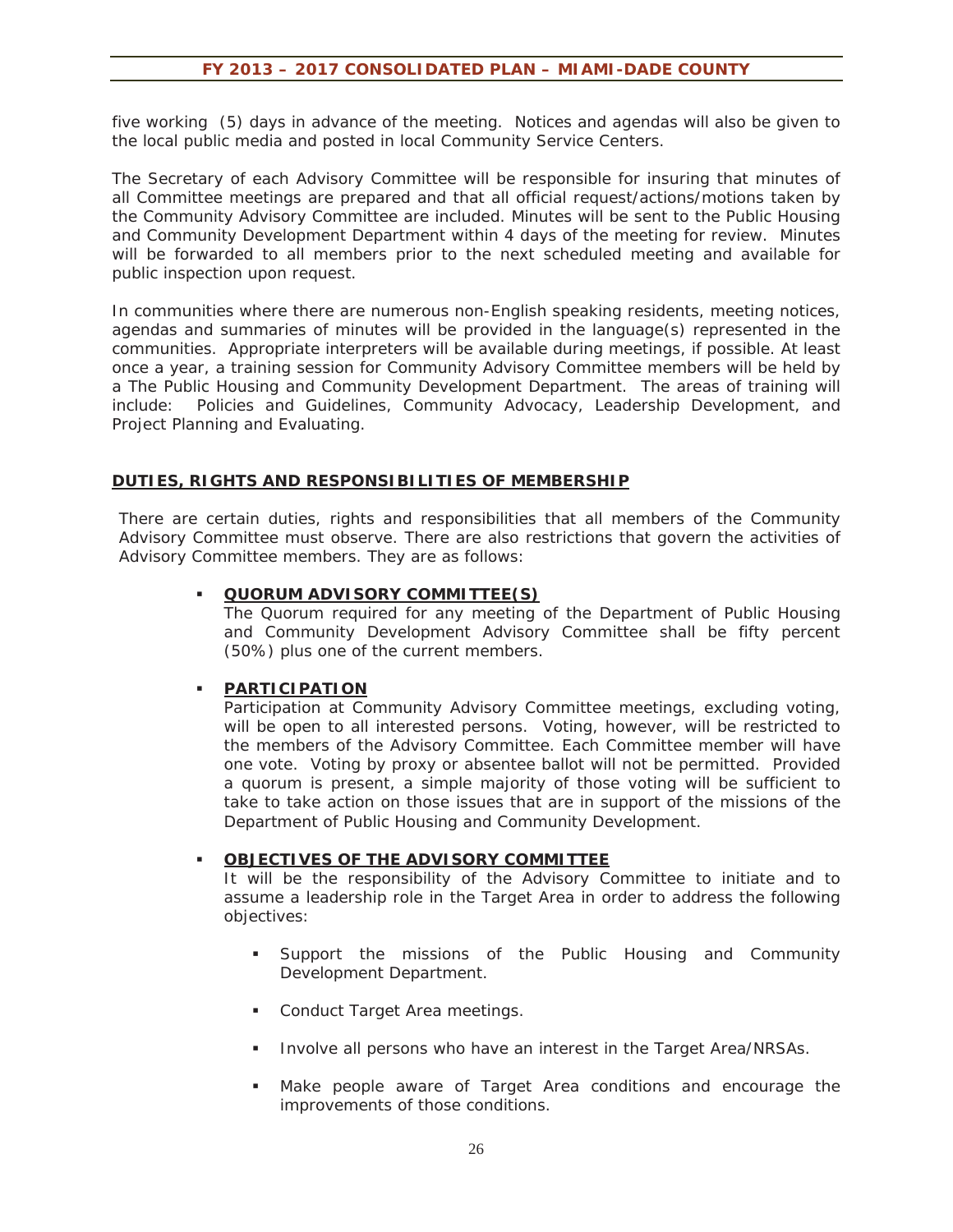five working (5) days in advance of the meeting. Notices and agendas will also be given to the local public media and posted in local Community Service Centers.

The Secretary of each Advisory Committee will be responsible for insuring that minutes of all Committee meetings are prepared and that all official request/actions/motions taken by the Community Advisory Committee are included. Minutes will be sent to the Public Housing and Community Development Department within 4 days of the meeting for review. Minutes will be forwarded to all members prior to the next scheduled meeting and available for public inspection upon request.

In communities where there are numerous non-English speaking residents, meeting notices, agendas and summaries of minutes will be provided in the language(s) represented in the communities. Appropriate interpreters will be available during meetings, if possible. At least once a year, a training session for Community Advisory Committee members will be held by a The Public Housing and Community Development Department. The areas of training will include: Policies and Guidelines, Community Advocacy, Leadership Development, and Project Planning and Evaluating.

## DUTIES, RIGHTS AND RESPONSIBILITIES OF MEMBERSHIP

There are certain duties, rights and responsibilities that all members of the Community Advisory Committee must observe. There are also restrictions that govern the activities of Advisory Committee members. They are as follows:

- **QUORUM ADVISORY COMMITTEE(S)**
  The Quorum required for any meeting of the Department of Public Housing and Community Development Advisory Committee shall be fifty percent (50%) plus one of the current members.

- **PARTICIPATION**
  Participation at Community Advisory Committee meetings, excluding voting, will be open to all interested persons. Voting, however, will be restricted to the members of the Advisory Committee. Each Committee member will have one vote. Voting by proxy or absentee ballot will not be permitted. Provided a quorum is present, a simple majority of those voting will be sufficient to take to take action on those issues that are in support of the missions of the Department of Public Housing and Community Development.

- **OBJECTIVES OF THE ADVISORY COMMITTEE**
  It will be the responsibility of the Advisory Committee to initiate and to assume a leadership role in the Target Area in order to address the following objectives:

  - Support the missions of the Public Housing and Community Development Department.
  - Conduct Target Area meetings.
  - Involve all persons who have an interest in the Target Area/NRSAs.
  - Make people aware of Target Area conditions and encourage the improvements of those conditions.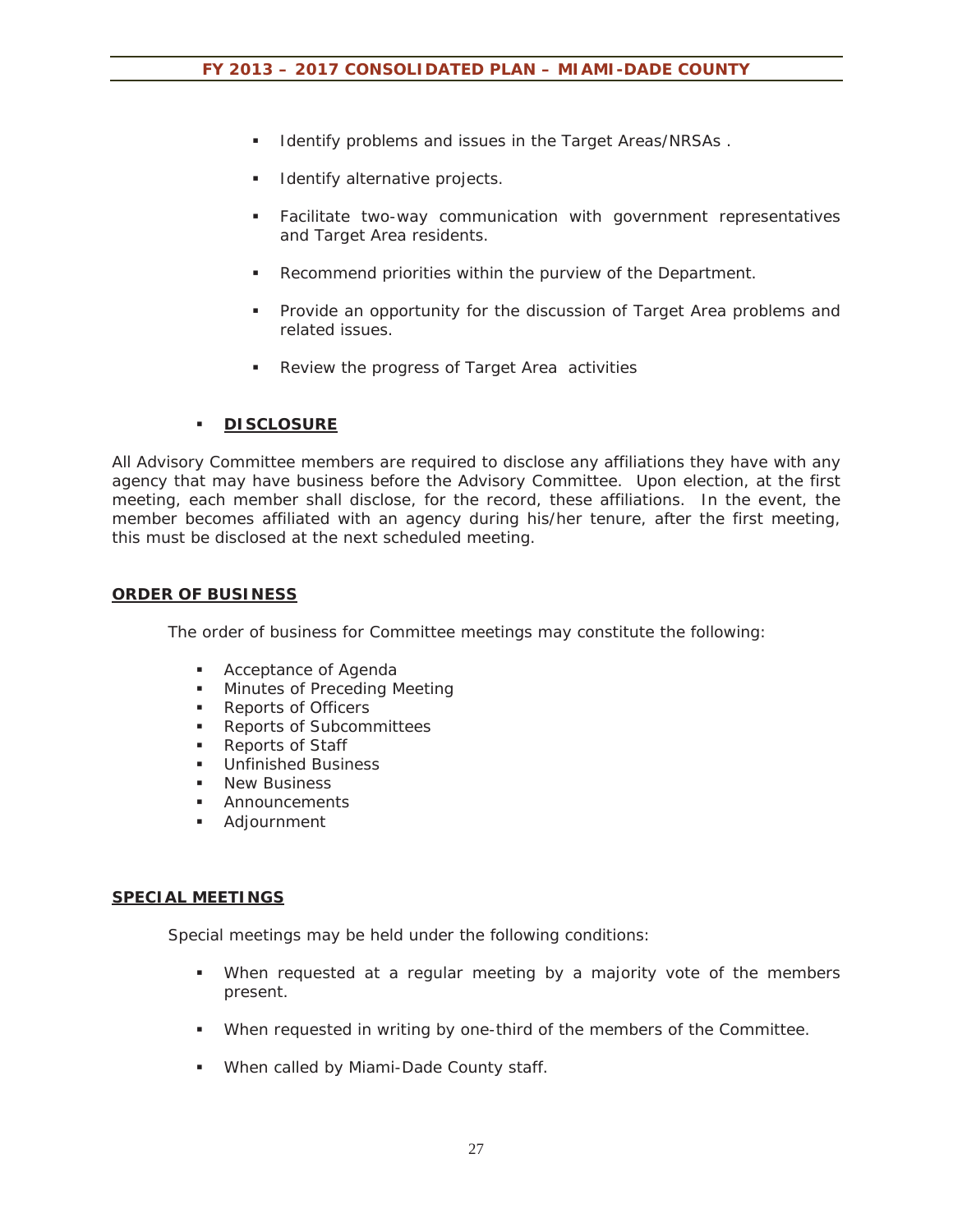- Identify problems and issues in the Target Areas/NRSAs .
- Identify alternative projects.
- Facilitate two-way communication with government representatives and Target Area residents.
- Recommend priorities within the purview of the Department.
- Provide an opportunity for the discussion of Target Area problems and related issues.
- Review the progress of Target Area activities

- **DISCLOSURE**

All Advisory Committee members are required to disclose any affiliations they have with any agency that may have business before the Advisory Committee. Upon election, at the first meeting, each member shall disclose, for the record, these affiliations. In the event, the member becomes affiliated with an agency during his/her tenure, after the first meeting, this must be disclosed at the next scheduled meeting.

**ORDER OF BUSINESS**

The order of business for Committee meetings may constitute the following:

- Acceptance of Agenda
- Minutes of Preceding Meeting
- Reports of Officers
- Reports of Subcommittees
- Reports of Staff
- Unfinished Business
- New Business
- Announcements
- Adjournment

**SPECIAL MEETINGS**

Special meetings may be held under the following conditions:

- When requested at a regular meeting by a majority vote of the members present.
- When requested in writing by one-third of the members of the Committee.
- When called by Miami-Dade County staff.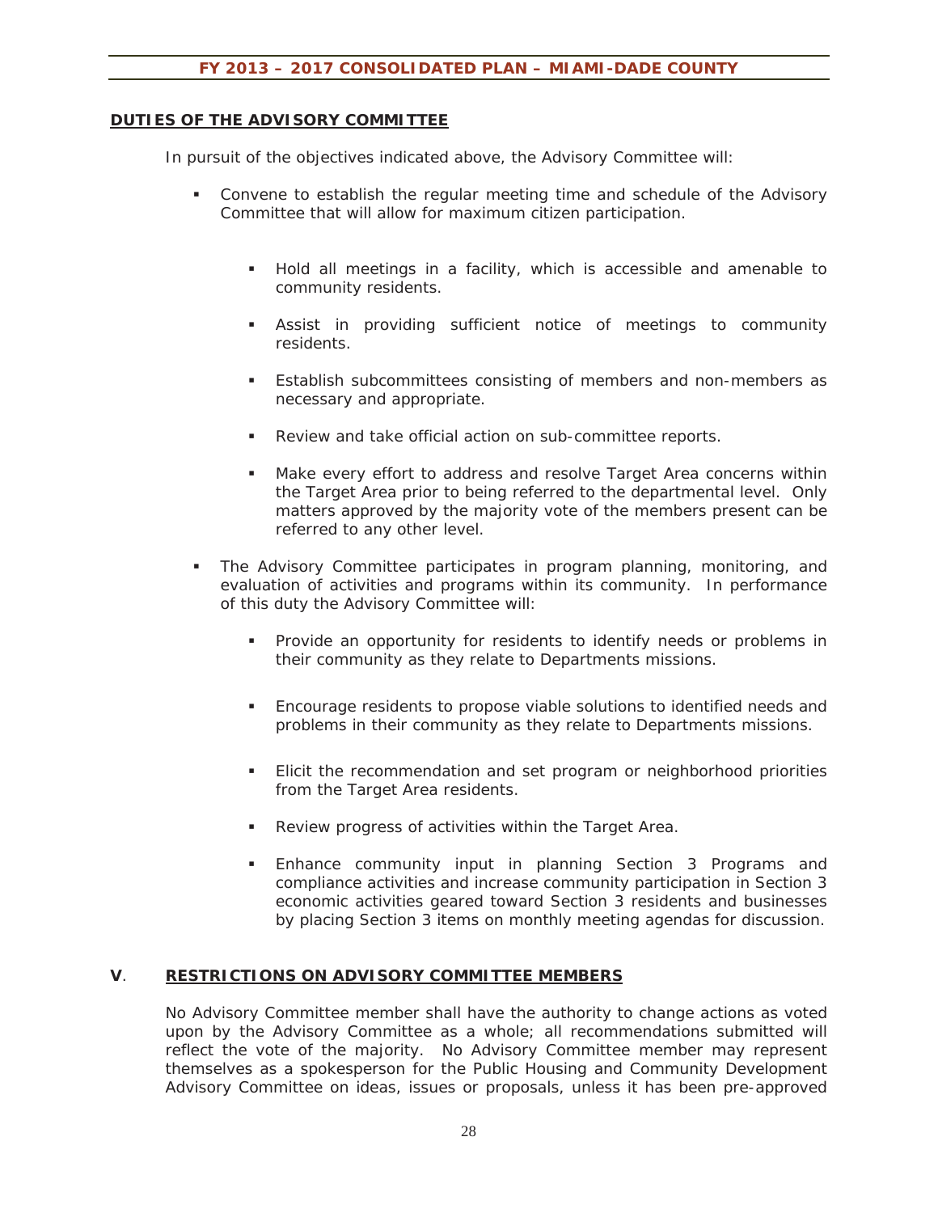## DUTIES OF THE ADVISORY COMMITTEE

In pursuit of the objectives indicated above, the Advisory Committee will:

- Convene to establish the regular meeting time and schedule of the Advisory Committee that will allow for maximum citizen participation.
  - Hold all meetings in a facility, which is accessible and amenable to community residents.
  - Assist in providing sufficient notice of meetings to community residents.
  - Establish subcommittees consisting of members and non-members as necessary and appropriate.
  - Review and take official action on sub-committee reports.
  - Make every effort to address and resolve Target Area concerns within the Target Area prior to being referred to the departmental level. Only matters approved by the majority vote of the members present can be referred to any other level.
- The Advisory Committee participates in program planning, monitoring, and evaluation of activities and programs within its community. In performance of this duty the Advisory Committee will:
  - Provide an opportunity for residents to identify needs or problems in their community as they relate to Departments missions.
  - Encourage residents to propose viable solutions to identified needs and problems in their community as they relate to Departments missions.
  - Elicit the recommendation and set program or neighborhood priorities from the Target Area residents.
  - Review progress of activities within the Target Area.
  - Enhance community input in planning Section 3 Programs and compliance activities and increase community participation in Section 3 economic activities geared toward Section 3 residents and businesses by placing Section 3 items on monthly meeting agendas for discussion.

## V. RESTRICTIONS ON ADVISORY COMMITTEE MEMBERS

No Advisory Committee member shall have the authority to change actions as voted upon by the Advisory Committee as a whole; all recommendations submitted will reflect the vote of the majority. No Advisory Committee member may represent themselves as a spokesperson for the Public Housing and Community Development Advisory Committee on ideas, issues or proposals, unless it has been pre-approved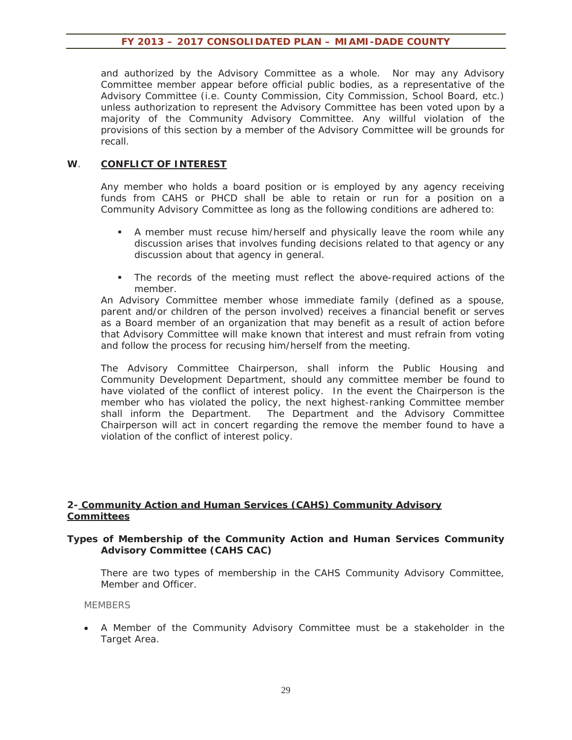and authorized by the Advisory Committee as a whole. Nor may any Advisory Committee member appear before official public bodies, as a representative of the Advisory Committee (i.e. County Commission, City Commission, School Board, etc.) unless authorization to represent the Advisory Committee has been voted upon by a majority of the Community Advisory Committee. Any willful violation of the provisions of this section by a member of the Advisory Committee will be grounds for recall.

**W**. **<u>CONFLICT OF INTEREST</u>**

Any member who holds a board position or is employed by any agency receiving funds from CAHS or PHCD shall be able to retain or run for a position on a Community Advisory Committee as long as the following conditions are adhered to:

- A member must recuse him/herself and physically leave the room while any discussion arises that involves funding decisions related to that agency or any discussion about that agency in general.
- The records of the meeting must reflect the above-required actions of the member.

An Advisory Committee member whose immediate family (defined as a spouse, parent and/or children of the person involved) receives a financial benefit or serves as a Board member of an organization that may benefit as a result of action before that Advisory Committee will make known that interest and must refrain from voting and follow the process for recusing him/herself from the meeting.

The Advisory Committee Chairperson, shall inform the Public Housing and Community Development Department, should any committee member be found to have violated of the conflict of interest policy. In the event the Chairperson is the member who has violated the policy, the next highest-ranking Committee member shall inform the Department. The Department and the Advisory Committee Chairperson will act in concert regarding the remove the member found to have a violation of the conflict of interest policy.

## 2- Community Action and Human Services (CAHS) Community Advisory Committees

**Types of Membership of the Community Action and Human Services Community Advisory Committee (CAHS CAC)**

There are two types of membership in the CAHS Community Advisory Committee, Member and Officer.

MEMBERS

- A Member of the Community Advisory Committee must be a stakeholder in the Target Area.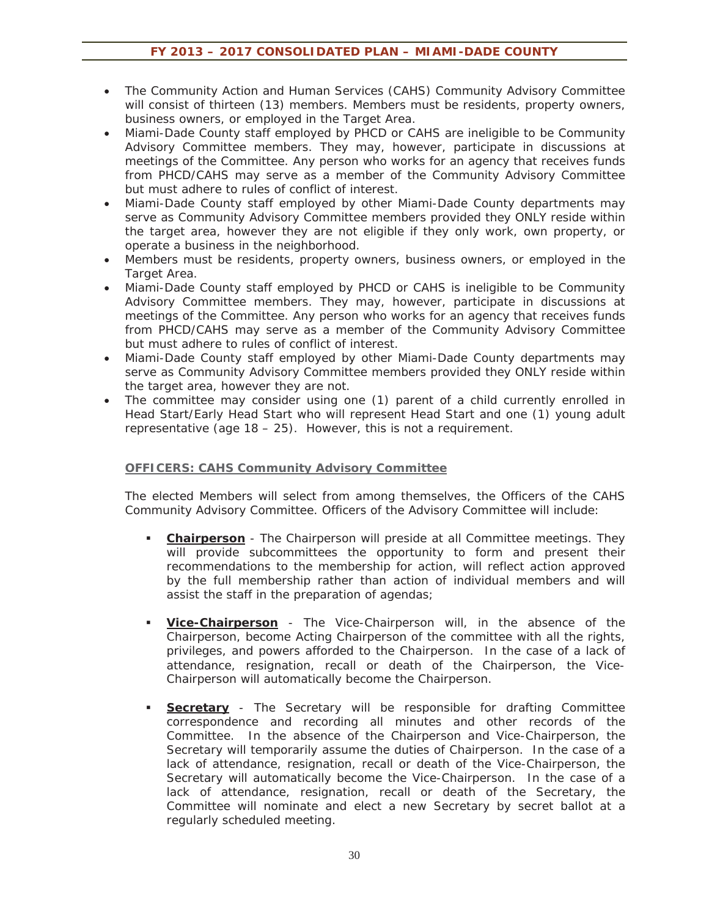- The Community Action and Human Services (CAHS) Community Advisory Committee will consist of thirteen (13) members. Members must be residents, property owners, business owners, or employed in the Target Area.
- Miami-Dade County staff employed by PHCD or CAHS are ineligible to be Community Advisory Committee members. They may, however, participate in discussions at meetings of the Committee. Any person who works for an agency that receives funds from PHCD/CAHS may serve as a member of the Community Advisory Committee but must adhere to rules of conflict of interest.
- Miami-Dade County staff employed by other Miami-Dade County departments may serve as Community Advisory Committee members provided they ONLY reside within the target area, however they are not eligible if they only work, own property, or operate a business in the neighborhood.
- Members must be residents, property owners, business owners, or employed in the Target Area.
- Miami-Dade County staff employed by PHCD or CAHS is ineligible to be Community Advisory Committee members. They may, however, participate in discussions at meetings of the Committee. Any person who works for an agency that receives funds from PHCD/CAHS may serve as a member of the Community Advisory Committee but must adhere to rules of conflict of interest.
- Miami-Dade County staff employed by other Miami-Dade County departments may serve as Community Advisory Committee members provided they ONLY reside within the target area, however they are not.
- The committee may consider using one (1) parent of a child currently enrolled in Head Start/Early Head Start who will represent Head Start and one (1) young adult representative (age 18 – 25). However, this is not a requirement.

**OFFICERS: CAHS Community Advisory Committee**

The elected Members will select from among themselves, the Officers of the CAHS Community Advisory Committee. Officers of the Advisory Committee will include:

- **Chairperson** - The Chairperson will preside at all Committee meetings. They will provide subcommittees the opportunity to form and present their recommendations to the membership for action, will reflect action approved by the full membership rather than action of individual members and will assist the staff in the preparation of agendas;

- **Vice-Chairperson** - The Vice-Chairperson will, in the absence of the Chairperson, become Acting Chairperson of the committee with all the rights, privileges, and powers afforded to the Chairperson. In the case of a lack of attendance, resignation, recall or death of the Chairperson, the Vice-Chairperson will automatically become the Chairperson.

- **Secretary** - The Secretary will be responsible for drafting Committee correspondence and recording all minutes and other records of the Committee. In the absence of the Chairperson and Vice-Chairperson, the Secretary will temporarily assume the duties of Chairperson. In the case of a lack of attendance, resignation, recall or death of the Vice-Chairperson, the Secretary will automatically become the Vice-Chairperson. In the case of a lack of attendance, resignation, recall or death of the Secretary, the Committee will nominate and elect a new Secretary by secret ballot at a regularly scheduled meeting.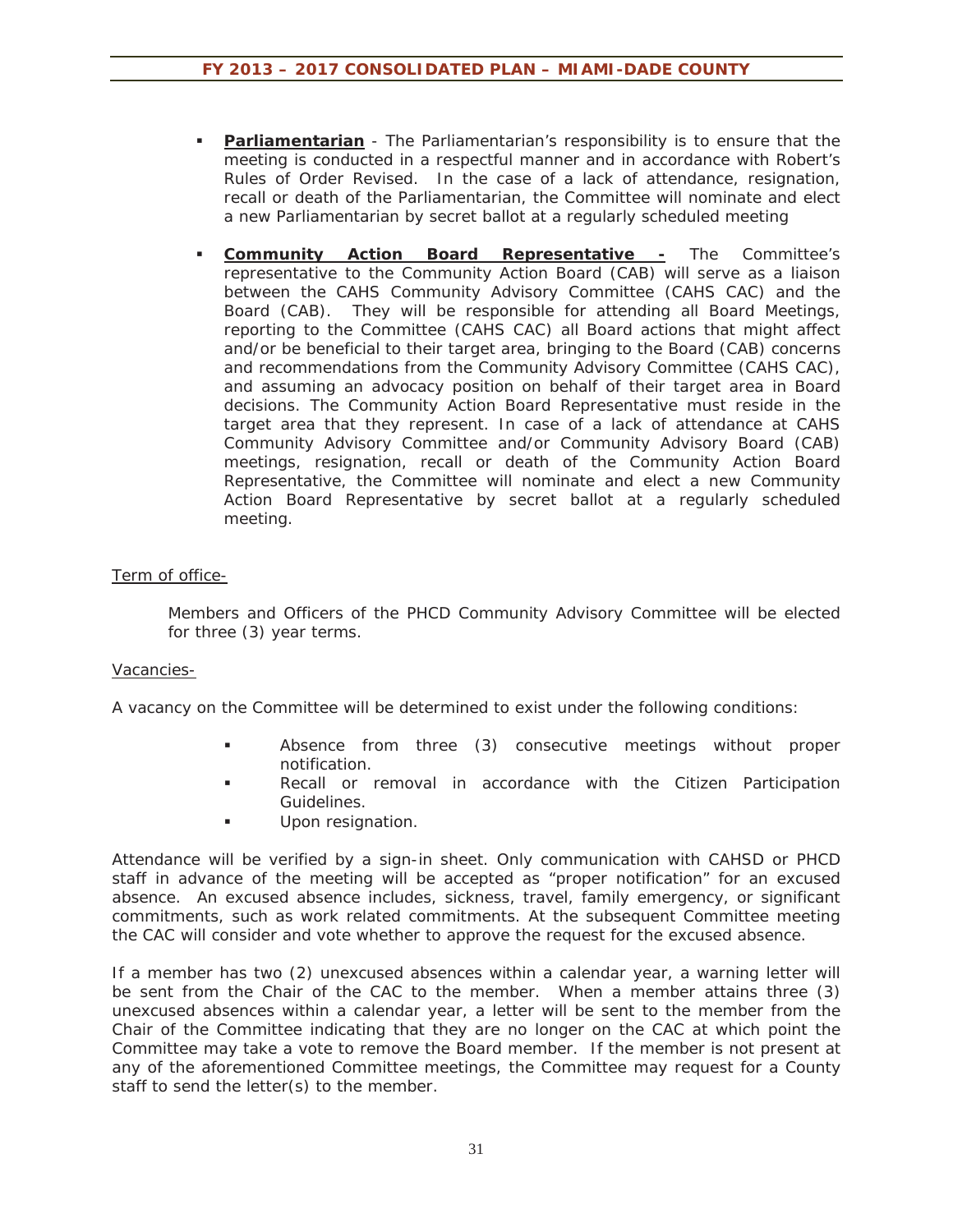- **Parliamentarian** - The Parliamentarian's responsibility is to ensure that the meeting is conducted in a respectful manner and in accordance with Robert's Rules of Order Revised. In the case of a lack of attendance, resignation, recall or death of the Parliamentarian, the Committee will nominate and elect a new Parliamentarian by secret ballot at a regularly scheduled meeting

- **Community Action Board Representative -** The Committee's representative to the Community Action Board (CAB) will serve as a liaison between the CAHS Community Advisory Committee (CAHS CAC) and the Board (CAB). They will be responsible for attending all Board Meetings, reporting to the Committee (CAHS CAC) all Board actions that might affect and/or be beneficial to their target area, bringing to the Board (CAB) concerns and recommendations from the Community Advisory Committee (CAHS CAC), and assuming an advocacy position on behalf of their target area in Board decisions. The Community Action Board Representative must reside in the target area that they represent. In case of a lack of attendance at CAHS Community Advisory Committee and/or Community Advisory Board (CAB) meetings, resignation, recall or death of the Community Action Board Representative, the Committee will nominate and elect a new Community Action Board Representative by secret ballot at a regularly scheduled meeting.

Term of office-

Members and Officers of the PHCD Community Advisory Committee will be elected for three (3) year terms.

Vacancies-

A vacancy on the Committee will be determined to exist under the following conditions:

- Absence from three (3) consecutive meetings without proper notification.
- Recall or removal in accordance with the Citizen Participation Guidelines.
- Upon resignation.

Attendance will be verified by a sign-in sheet. Only communication with CAHSD or PHCD staff in advance of the meeting will be accepted as "proper notification" for an excused absence. An excused absence includes, sickness, travel, family emergency, or significant commitments, such as work related commitments. At the subsequent Committee meeting the CAC will consider and vote whether to approve the request for the excused absence.

If a member has two (2) unexcused absences within a calendar year, a warning letter will be sent from the Chair of the CAC to the member. When a member attains three (3) unexcused absences within a calendar year, a letter will be sent to the member from the Chair of the Committee indicating that they are no longer on the CAC at which point the Committee may take a vote to remove the Board member. If the member is not present at any of the aforementioned Committee meetings, the Committee may request for a County staff to send the letter(s) to the member.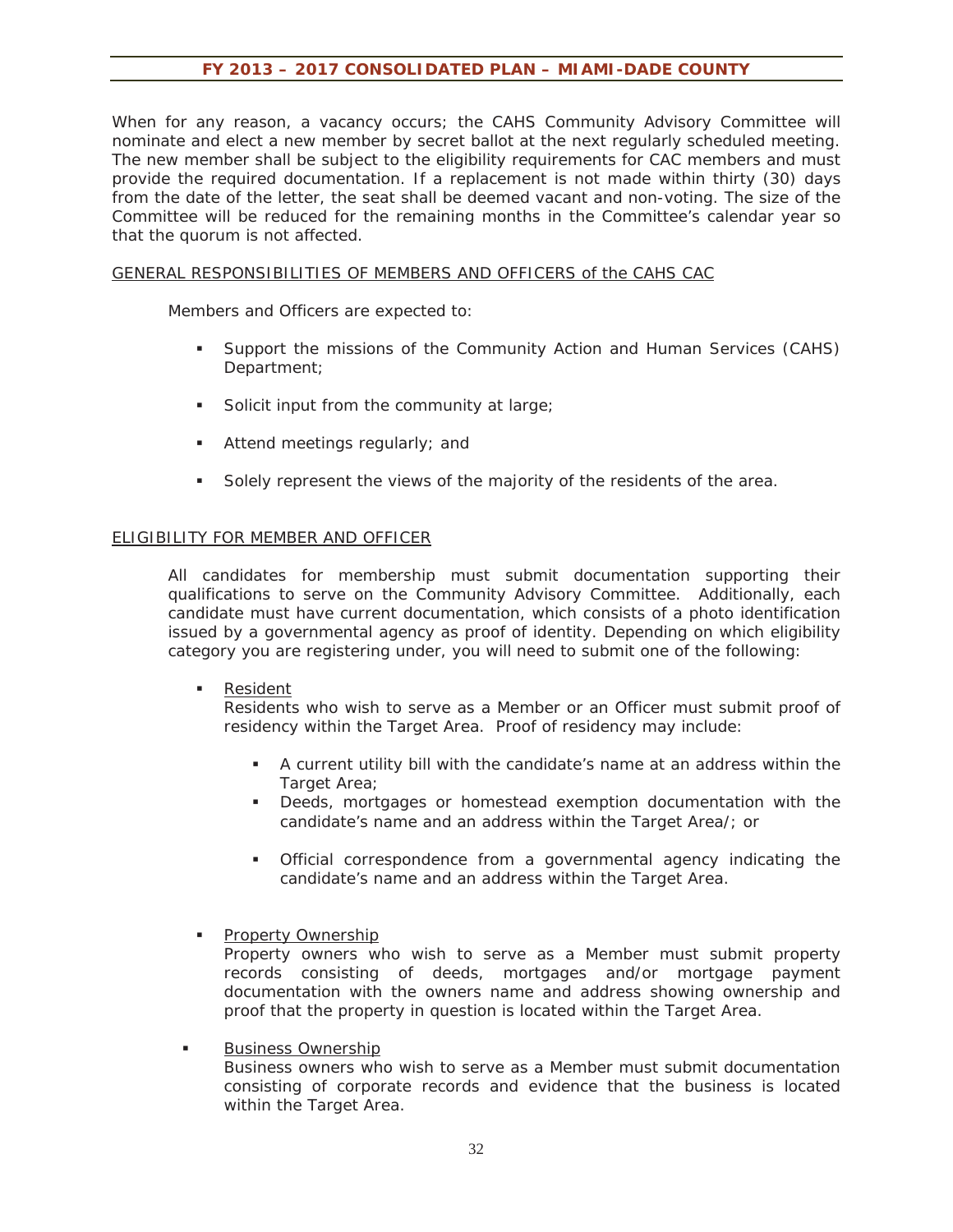When for any reason, a vacancy occurs; the CAHS Community Advisory Committee will nominate and elect a new member by secret ballot at the next regularly scheduled meeting. The new member shall be subject to the eligibility requirements for CAC members and must provide the required documentation. If a replacement is not made within thirty (30) days from the date of the letter, the seat shall be deemed vacant and non-voting. The size of the Committee will be reduced for the remaining months in the Committee's calendar year so that the quorum is not affected.

<u>GENERAL RESPONSIBILITIES OF MEMBERS AND OFFICERS of the CAHS CAC</u>

Members and Officers are expected to:

- Support the missions of the Community Action and Human Services (CAHS) Department;
- Solicit input from the community at large;
- Attend meetings regularly; and
- Solely represent the views of the majority of the residents of the area.

<u>ELIGIBILITY FOR MEMBER AND OFFICER</u>

All candidates for membership must submit documentation supporting their qualifications to serve on the Community Advisory Committee. Additionally, each candidate must have current documentation, which consists of a photo identification issued by a governmental agency as proof of identity. Depending on which eligibility category you are registering under, you will need to submit one of the following:

- <u>Resident</u>
  Residents who wish to serve as a Member or an Officer must submit proof of residency within the Target Area. Proof of residency may include:
  - A current utility bill with the candidate's name at an address within the Target Area;
  - Deeds, mortgages or homestead exemption documentation with the candidate's name and an address within the Target Area/; or
  - Official correspondence from a governmental agency indicating the candidate's name and an address within the Target Area.

- <u>Property Ownership</u>
  Property owners who wish to serve as a Member must submit property records consisting of deeds, mortgages and/or mortgage payment documentation with the owners name and address showing ownership and proof that the property in question is located within the Target Area.

- <u>Business Ownership</u>
  Business owners who wish to serve as a Member must submit documentation consisting of corporate records and evidence that the business is located within the Target Area.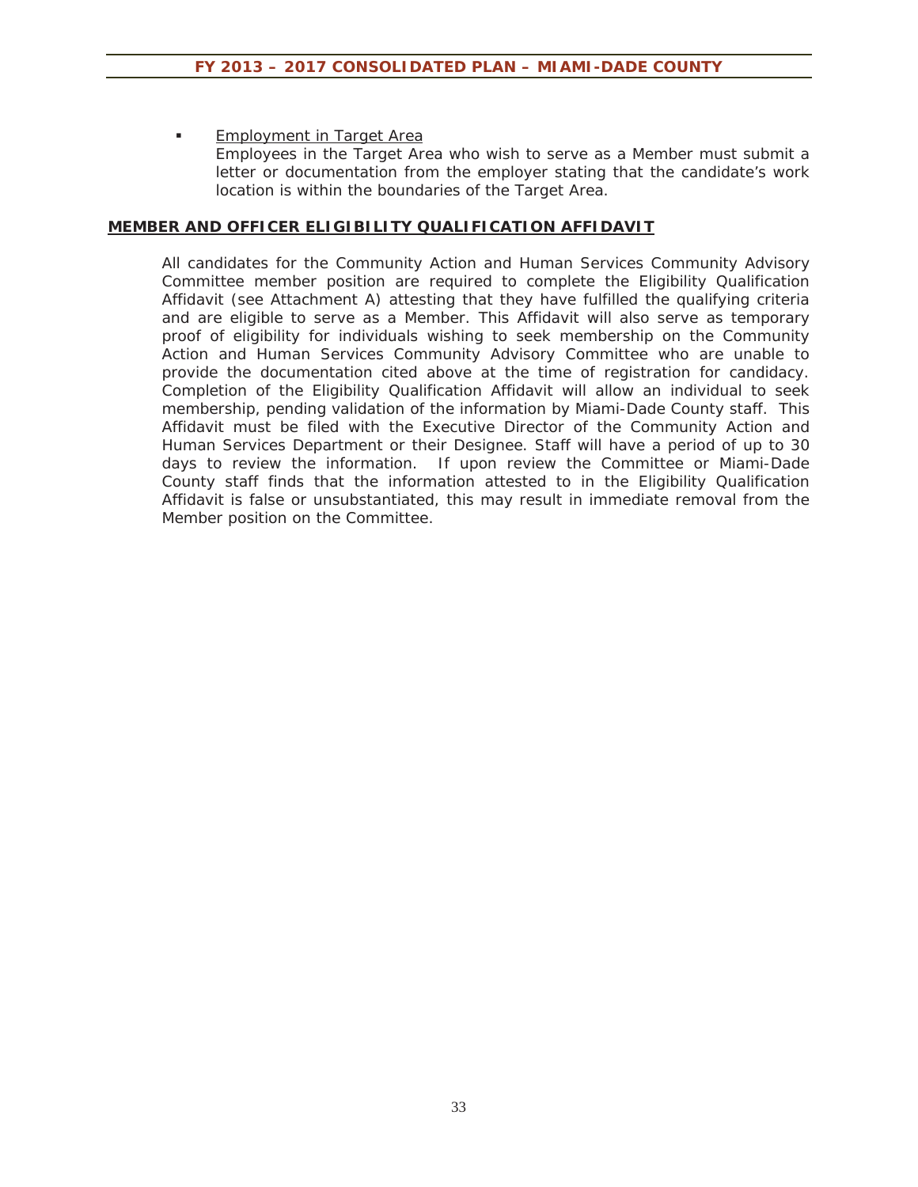- Employment in Target Area

  Employees in the Target Area who wish to serve as a Member must submit a letter or documentation from the employer stating that the candidate's work location is within the boundaries of the Target Area.

## MEMBER AND OFFICER ELIGIBILITY QUALIFICATION AFFIDAVIT

All candidates for the Community Action and Human Services Community Advisory Committee member position are required to complete the Eligibility Qualification Affidavit (see Attachment A) attesting that they have fulfilled the qualifying criteria and are eligible to serve as a Member. This Affidavit will also serve as temporary proof of eligibility for individuals wishing to seek membership on the Community Action and Human Services Community Advisory Committee who are unable to provide the documentation cited above at the time of registration for candidacy. Completion of the Eligibility Qualification Affidavit will allow an individual to seek membership, pending validation of the information by Miami-Dade County staff. This Affidavit must be filed with the Executive Director of the Community Action and Human Services Department or their Designee. Staff will have a period of up to 30 days to review the information. If upon review the Committee or Miami-Dade County staff finds that the information attested to in the Eligibility Qualification Affidavit is false or unsubstantiated, this may result in immediate removal from the Member position on the Committee.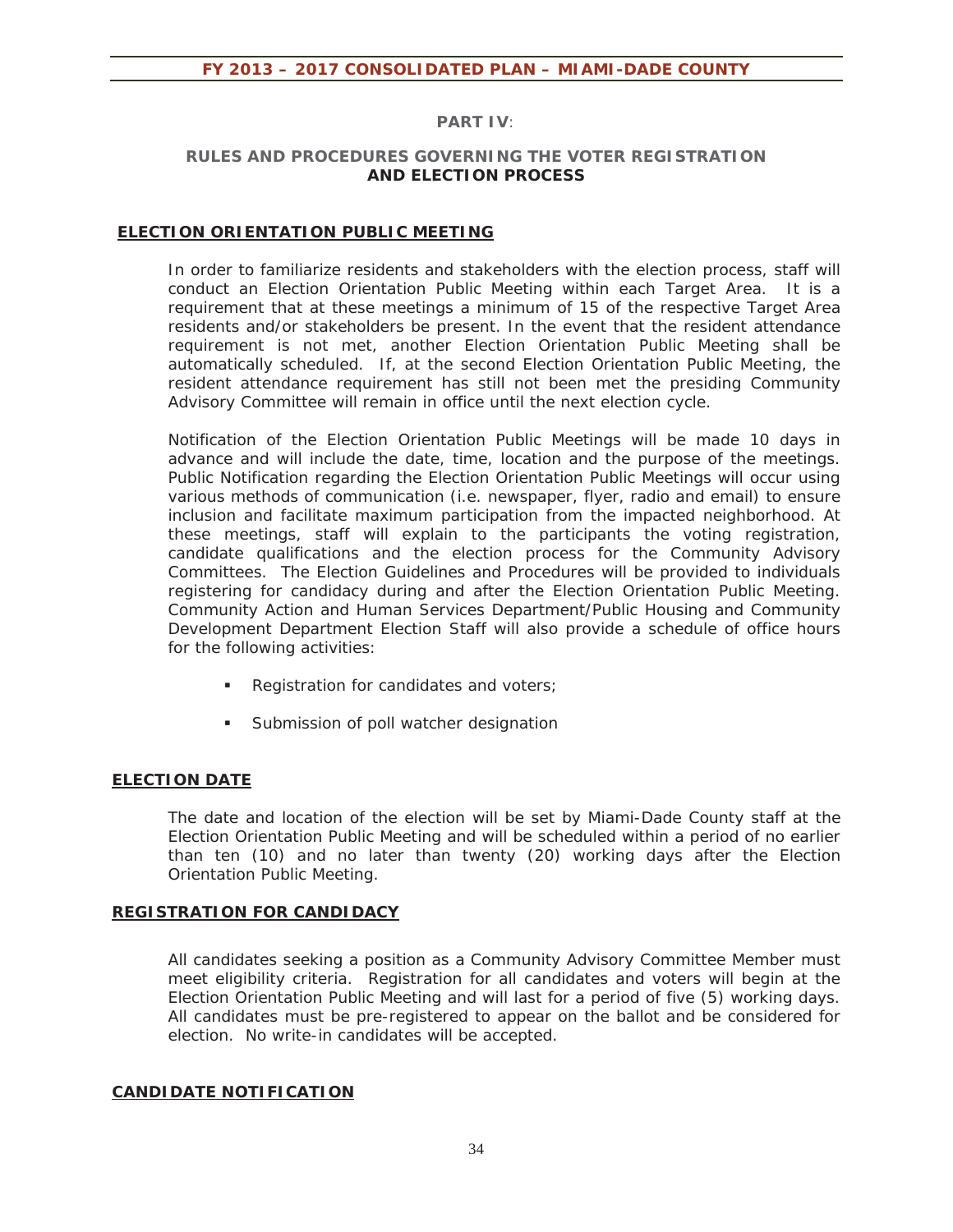## PART IV:

## RULES AND PROCEDURES GOVERNING THE VOTER REGISTRATION AND ELECTION PROCESS

### ELECTION ORIENTATION PUBLIC MEETING

In order to familiarize residents and stakeholders with the election process, staff will conduct an Election Orientation Public Meeting within each Target Area. It is a requirement that at these meetings a minimum of 15 of the respective Target Area residents and/or stakeholders be present. In the event that the resident attendance requirement is not met, another Election Orientation Public Meeting shall be automatically scheduled. If, at the second Election Orientation Public Meeting, the resident attendance requirement has still not been met the presiding Community Advisory Committee will remain in office until the next election cycle.

Notification of the Election Orientation Public Meetings will be made 10 days in advance and will include the date, time, location and the purpose of the meetings. Public Notification regarding the Election Orientation Public Meetings will occur using various methods of communication (i.e. newspaper, flyer, radio and email) to ensure inclusion and facilitate maximum participation from the impacted neighborhood. At these meetings, staff will explain to the participants the voting registration, candidate qualifications and the election process for the Community Advisory Committees. The Election Guidelines and Procedures will be provided to individuals registering for candidacy during and after the Election Orientation Public Meeting. Community Action and Human Services Department/Public Housing and Community Development Department Election Staff will also provide a schedule of office hours for the following activities:

- Registration for candidates and voters;
- Submission of poll watcher designation

### ELECTION DATE

The date and location of the election will be set by Miami-Dade County staff at the Election Orientation Public Meeting and will be scheduled within a period of no earlier than ten (10) and no later than twenty (20) working days after the Election Orientation Public Meeting.

### REGISTRATION FOR CANDIDACY

All candidates seeking a position as a Community Advisory Committee Member must meet eligibility criteria. Registration for all candidates and voters will begin at the Election Orientation Public Meeting and will last for a period of five (5) working days. All candidates must be pre-registered to appear on the ballot and be considered for election. No write-in candidates will be accepted.

### CANDIDATE NOTIFICATION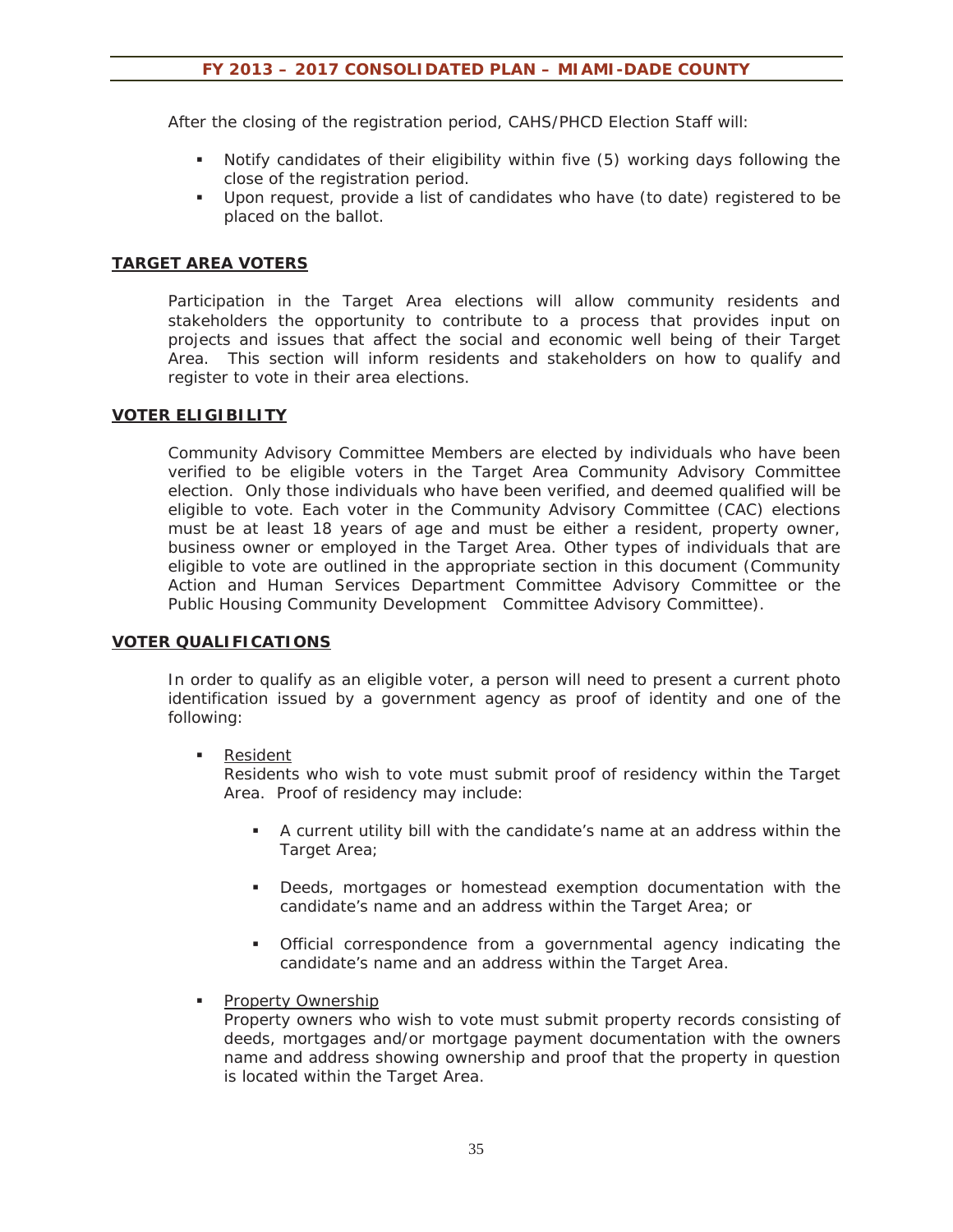After the closing of the registration period, CAHS/PHCD Election Staff will:

- Notify candidates of their eligibility within five (5) working days following the close of the registration period.
- Upon request, provide a list of candidates who have (to date) registered to be placed on the ballot.

## TARGET AREA VOTERS

Participation in the Target Area elections will allow community residents and stakeholders the opportunity to contribute to a process that provides input on projects and issues that affect the social and economic well being of their Target Area. This section will inform residents and stakeholders on how to qualify and register to vote in their area elections.

## VOTER ELIGIBILITY

Community Advisory Committee Members are elected by individuals who have been verified to be eligible voters in the Target Area Community Advisory Committee election. Only those individuals who have been verified, and deemed qualified will be eligible to vote. Each voter in the Community Advisory Committee (CAC) elections must be at least 18 years of age and must be either a resident, property owner, business owner or employed in the Target Area. Other types of individuals that are eligible to vote are outlined in the appropriate section in this document (Community Action and Human Services Department Committee Advisory Committee or the Public Housing Community Development Committee Advisory Committee).

## VOTER QUALIFICATIONS

In order to qualify as an eligible voter, a person will need to present a current photo identification issued by a government agency as proof of identity and one of the following:

- Resident
  Residents who wish to vote must submit proof of residency within the Target Area. Proof of residency may include:
  - A current utility bill with the candidate's name at an address within the Target Area;
  - Deeds, mortgages or homestead exemption documentation with the candidate's name and an address within the Target Area; or
  - Official correspondence from a governmental agency indicating the candidate's name and an address within the Target Area.
- Property Ownership
  Property owners who wish to vote must submit property records consisting of deeds, mortgages and/or mortgage payment documentation with the owners name and address showing ownership and proof that the property in question is located within the Target Area.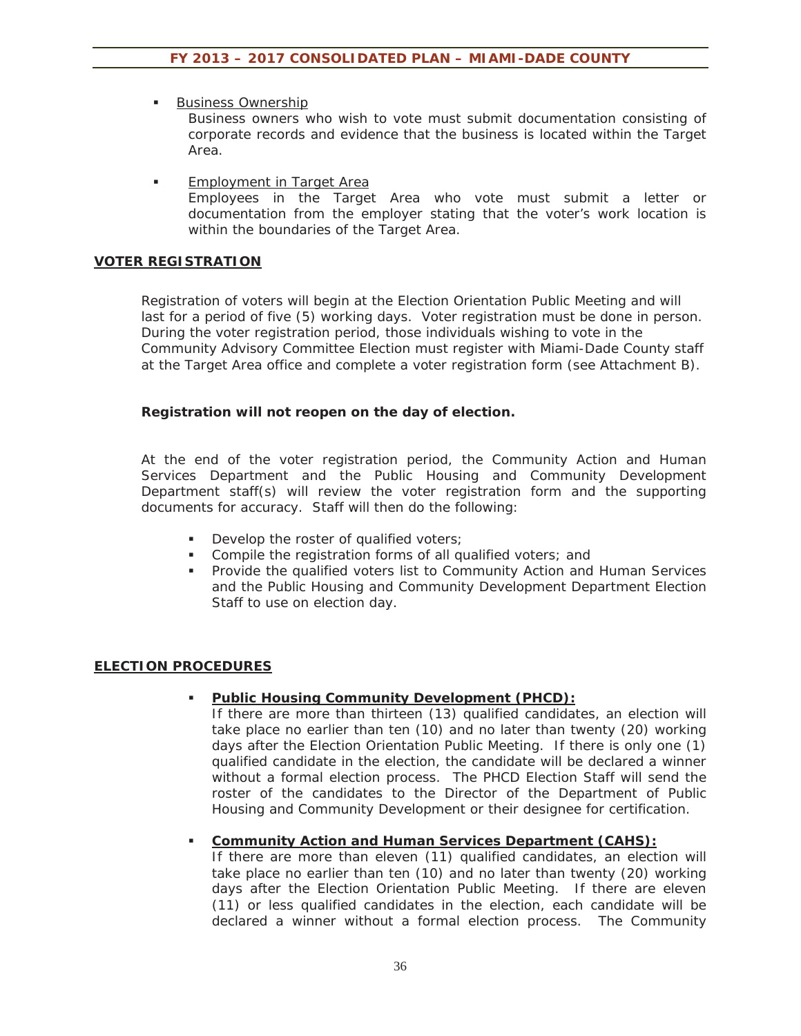- Business Ownership

  Business owners who wish to vote must submit documentation consisting of corporate records and evidence that the business is located within the Target Area.

- Employment in Target Area

  Employees in the Target Area who vote must submit a letter or documentation from the employer stating that the voter's work location is within the boundaries of the Target Area.

## VOTER REGISTRATION

Registration of voters will begin at the Election Orientation Public Meeting and will last for a period of five (5) working days. Voter registration must be done in person. During the voter registration period, those individuals wishing to vote in the Community Advisory Committee Election must register with Miami-Dade County staff at the Target Area office and complete a voter registration form (see Attachment B).

**Registration will not reopen on the day of election.**

At the end of the voter registration period, the Community Action and Human Services Department and the Public Housing and Community Development Department staff(s) will review the voter registration form and the supporting documents for accuracy. Staff will then do the following:

- Develop the roster of qualified voters;
- Compile the registration forms of all qualified voters; and
- Provide the qualified voters list to Community Action and Human Services and the Public Housing and Community Development Department Election Staff to use on election day.

## ELECTION PROCEDURES

- **Public Housing Community Development (PHCD):**

  If there are more than thirteen (13) qualified candidates, an election will take place no earlier than ten (10) and no later than twenty (20) working days after the Election Orientation Public Meeting. If there is only one (1) qualified candidate in the election, the candidate will be declared a winner without a formal election process. The PHCD Election Staff will send the roster of the candidates to the Director of the Department of Public Housing and Community Development or their designee for certification.

- **Community Action and Human Services Department (CAHS):**

  If there are more than eleven (11) qualified candidates, an election will take place no earlier than ten (10) and no later than twenty (20) working days after the Election Orientation Public Meeting. If there are eleven (11) or less qualified candidates in the election, each candidate will be declared a winner without a formal election process. The Community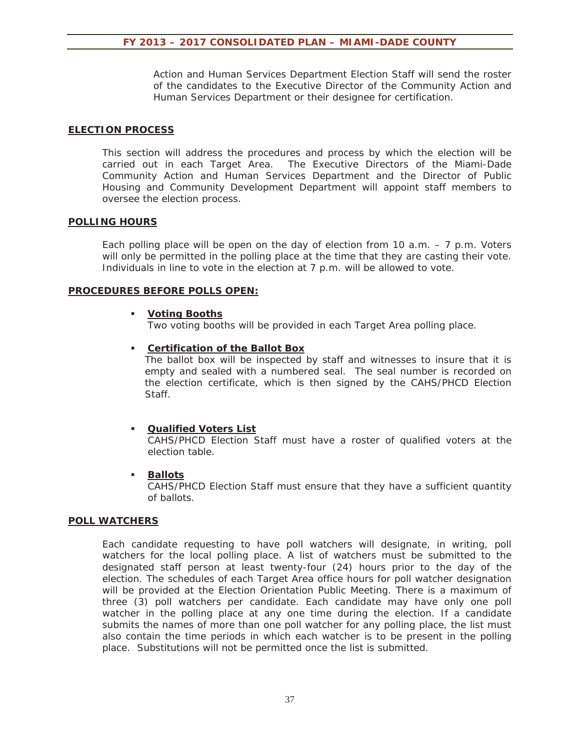Action and Human Services Department Election Staff will send the roster of the candidates to the Executive Director of the Community Action and Human Services Department or their designee for certification.

## ELECTION PROCESS

This section will address the procedures and process by which the election will be carried out in each Target Area. The Executive Directors of the Miami-Dade Community Action and Human Services Department and the Director of Public Housing and Community Development Department will appoint staff members to oversee the election process.

## POLLING HOURS

Each polling place will be open on the day of election from 10 a.m. – 7 p.m. Voters will only be permitted in the polling place at the time that they are casting their vote. Individuals in line to vote in the election at 7 p.m. will be allowed to vote.

## PROCEDURES BEFORE POLLS OPEN:

- **Voting Booths**
  Two voting booths will be provided in each Target Area polling place.

- **Certification of the Ballot Box**
  The ballot box will be inspected by staff and witnesses to insure that it is empty and sealed with a numbered seal. The seal number is recorded on the election certificate, which is then signed by the CAHS/PHCD Election Staff.

- **Qualified Voters List**
  CAHS/PHCD Election Staff must have a roster of qualified voters at the election table.

- **Ballots**
  CAHS/PHCD Election Staff must ensure that they have a sufficient quantity of ballots.

## POLL WATCHERS

Each candidate requesting to have poll watchers will designate, in writing, poll watchers for the local polling place. A list of watchers must be submitted to the designated staff person at least twenty-four (24) hours prior to the day of the election. The schedules of each Target Area office hours for poll watcher designation will be provided at the Election Orientation Public Meeting. There is a maximum of three (3) poll watchers per candidate. Each candidate may have only one poll watcher in the polling place at any one time during the election. If a candidate submits the names of more than one poll watcher for any polling place, the list must also contain the time periods in which each watcher is to be present in the polling place. Substitutions will not be permitted once the list is submitted.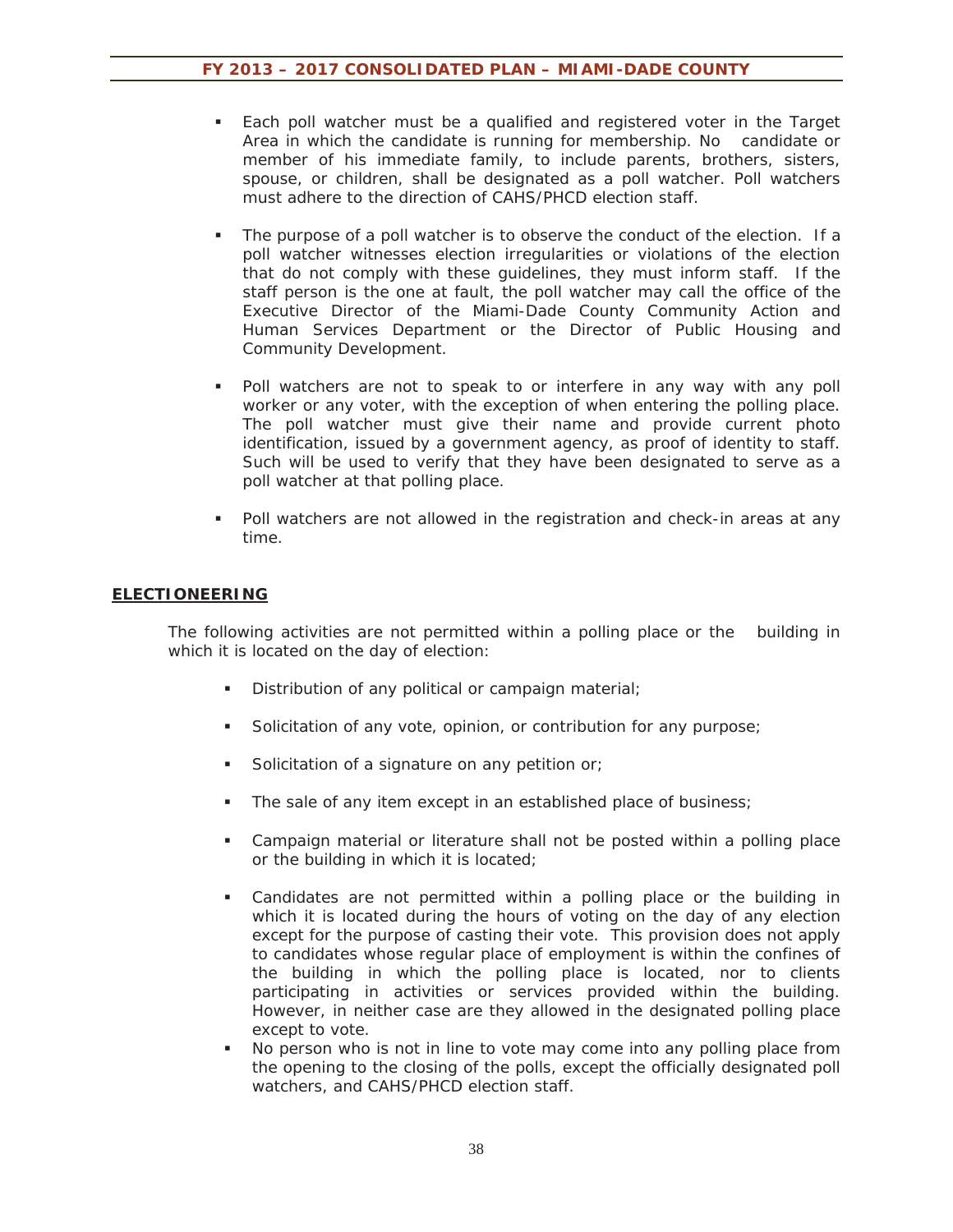- Each poll watcher must be a qualified and registered voter in the Target Area in which the candidate is running for membership. No candidate or member of his immediate family, to include parents, brothers, sisters, spouse, or children, shall be designated as a poll watcher. Poll watchers must adhere to the direction of CAHS/PHCD election staff.

- The purpose of a poll watcher is to observe the conduct of the election. If a poll watcher witnesses election irregularities or violations of the election that do not comply with these guidelines, they must inform staff. If the staff person is the one at fault, the poll watcher may call the office of the Executive Director of the Miami-Dade County Community Action and Human Services Department or the Director of Public Housing and Community Development.

- Poll watchers are not to speak to or interfere in any way with any poll worker or any voter, with the exception of when entering the polling place. The poll watcher must give their name and provide current photo identification, issued by a government agency, as proof of identity to staff. Such will be used to verify that they have been designated to serve as a poll watcher at that polling place.

- Poll watchers are not allowed in the registration and check-in areas at any time.

## **ELECTIONEERING**

The following activities are not permitted within a polling place or the building in which it is located on the day of election:

- Distribution of any political or campaign material;

- Solicitation of any vote, opinion, or contribution for any purpose;

- Solicitation of a signature on any petition or;

- The sale of any item except in an established place of business;

- Campaign material or literature shall not be posted within a polling place or the building in which it is located;

- Candidates are not permitted within a polling place or the building in which it is located during the hours of voting on the day of any election except for the purpose of casting their vote. This provision does not apply to candidates whose regular place of employment is within the confines of the building in which the polling place is located, nor to clients participating in activities or services provided within the building. However, in neither case are they allowed in the designated polling place except to vote.
- No person who is not in line to vote may come into any polling place from the opening to the closing of the polls, except the officially designated poll watchers, and CAHS/PHCD election staff.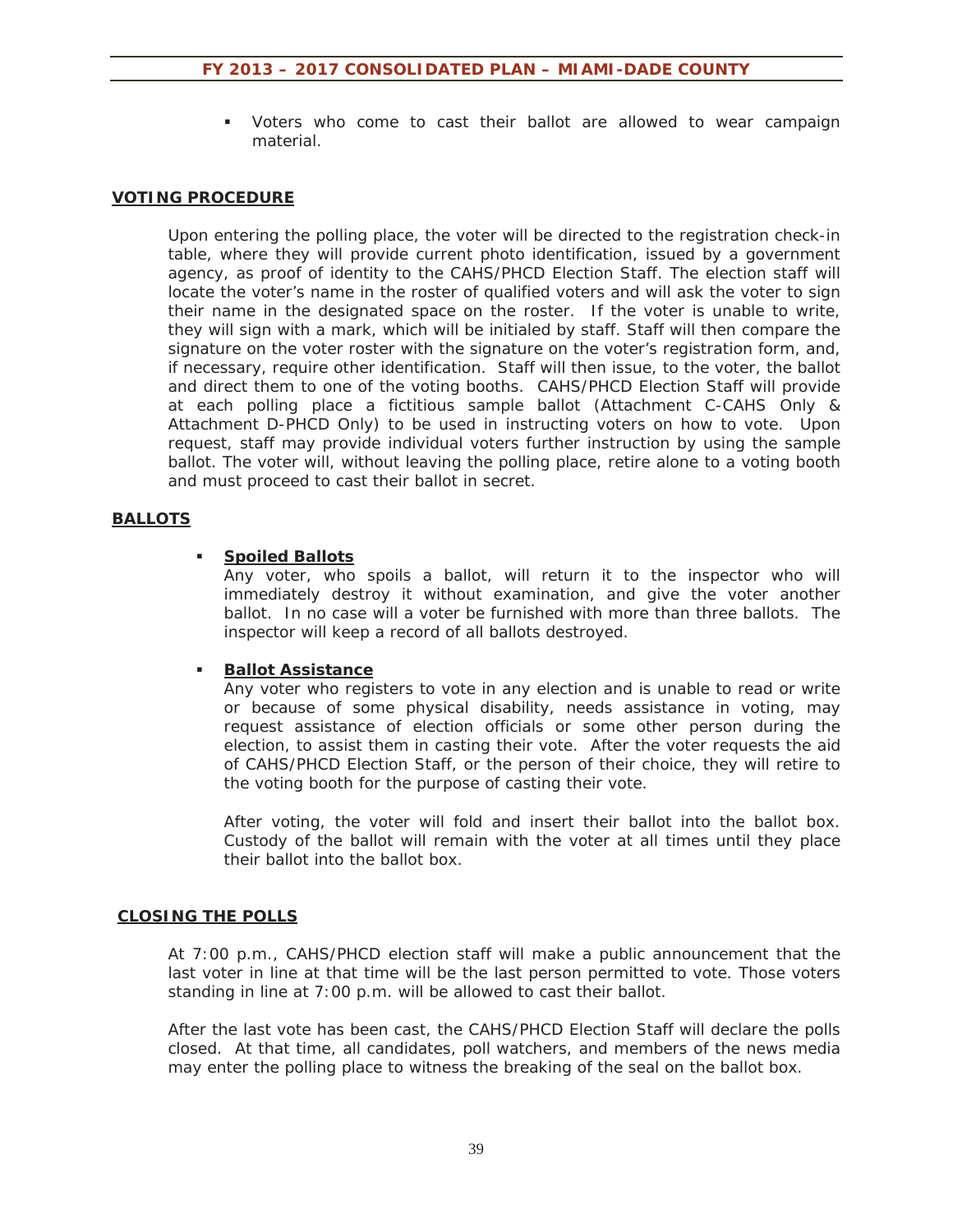- Voters who come to cast their ballot are allowed to wear campaign material.

## VOTING PROCEDURE

Upon entering the polling place, the voter will be directed to the registration check-in table, where they will provide current photo identification, issued by a government agency, as proof of identity to the CAHS/PHCD Election Staff. The election staff will locate the voter's name in the roster of qualified voters and will ask the voter to sign their name in the designated space on the roster. If the voter is unable to write, they will sign with a mark, which will be initialed by staff. Staff will then compare the signature on the voter roster with the signature on the voter's registration form, and, if necessary, require other identification. Staff will then issue, to the voter, the ballot and direct them to one of the voting booths. CAHS/PHCD Election Staff will provide at each polling place a fictitious sample ballot (Attachment C-CAHS Only & Attachment D-PHCD Only) to be used in instructing voters on how to vote. Upon request, staff may provide individual voters further instruction by using the sample ballot. The voter will, without leaving the polling place, retire alone to a voting booth and must proceed to cast their ballot in secret.

## BALLOTS

- **Spoiled Ballots**
  Any voter, who spoils a ballot, will return it to the inspector who will immediately destroy it without examination, and give the voter another ballot. In no case will a voter be furnished with more than three ballots. The inspector will keep a record of all ballots destroyed.

- **Ballot Assistance**
  Any voter who registers to vote in any election and is unable to read or write or because of some physical disability, needs assistance in voting, may request assistance of election officials or some other person during the election, to assist them in casting their vote. After the voter requests the aid of CAHS/PHCD Election Staff, or the person of their choice, they will retire to the voting booth for the purpose of casting their vote.

  After voting, the voter will fold and insert their ballot into the ballot box. Custody of the ballot will remain with the voter at all times until they place their ballot into the ballot box.

## CLOSING THE POLLS

At 7:00 p.m., CAHS/PHCD election staff will make a public announcement that the last voter in line at that time will be the last person permitted to vote. Those voters standing in line at 7:00 p.m. will be allowed to cast their ballot.

After the last vote has been cast, the CAHS/PHCD Election Staff will declare the polls closed. At that time, all candidates, poll watchers, and members of the news media may enter the polling place to witness the breaking of the seal on the ballot box.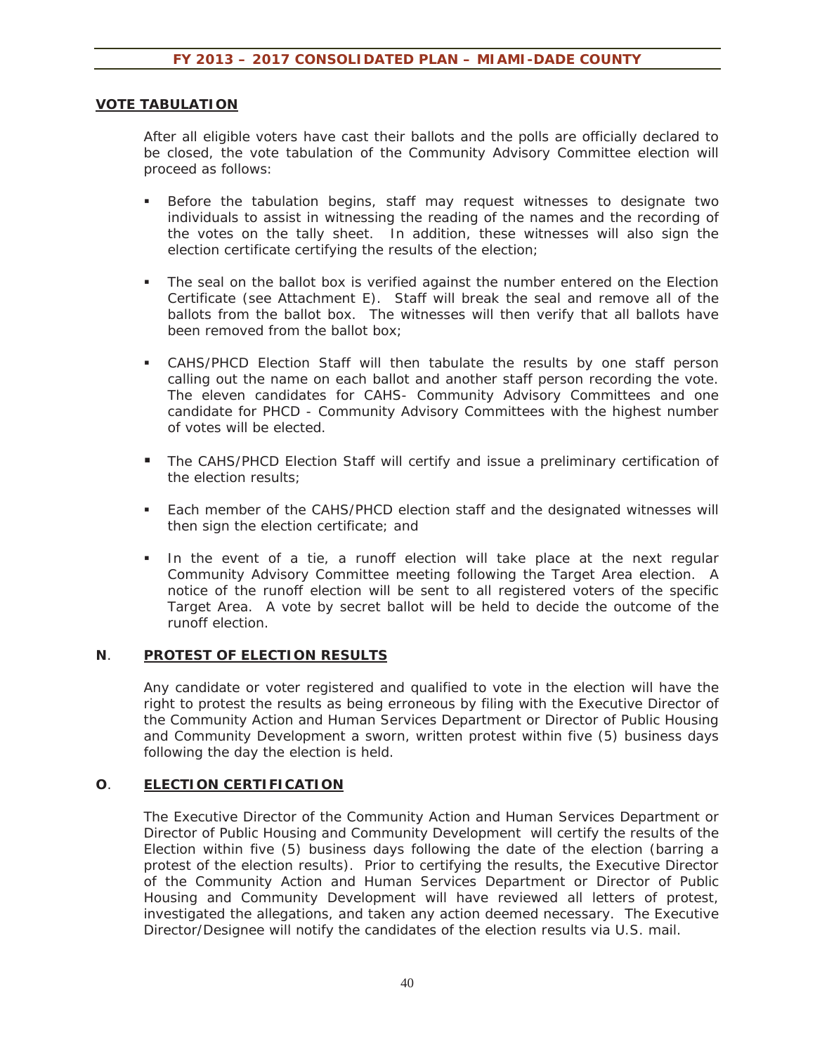## VOTE TABULATION

After all eligible voters have cast their ballots and the polls are officially declared to be closed, the vote tabulation of the Community Advisory Committee election will proceed as follows:

- Before the tabulation begins, staff may request witnesses to designate two individuals to assist in witnessing the reading of the names and the recording of the votes on the tally sheet. In addition, these witnesses will also sign the election certificate certifying the results of the election;
- The seal on the ballot box is verified against the number entered on the Election Certificate (see Attachment E). Staff will break the seal and remove all of the ballots from the ballot box. The witnesses will then verify that all ballots have been removed from the ballot box;
- CAHS/PHCD Election Staff will then tabulate the results by one staff person calling out the name on each ballot and another staff person recording the vote. The eleven candidates for CAHS- Community Advisory Committees and one candidate for PHCD - Community Advisory Committees with the highest number of votes will be elected.
- The CAHS/PHCD Election Staff will certify and issue a preliminary certification of the election results;
- Each member of the CAHS/PHCD election staff and the designated witnesses will then sign the election certificate; and
- In the event of a tie, a runoff election will take place at the next regular Community Advisory Committee meeting following the Target Area election. A notice of the runoff election will be sent to all registered voters of the specific Target Area. A vote by secret ballot will be held to decide the outcome of the runoff election.

## N. PROTEST OF ELECTION RESULTS

Any candidate or voter registered and qualified to vote in the election will have the right to protest the results as being erroneous by filing with the Executive Director of the Community Action and Human Services Department or Director of Public Housing and Community Development a sworn, written protest within five (5) business days following the day the election is held.

## O. ELECTION CERTIFICATION

The Executive Director of the Community Action and Human Services Department or Director of Public Housing and Community Development will certify the results of the Election within five (5) business days following the date of the election (barring a protest of the election results). Prior to certifying the results, the Executive Director of the Community Action and Human Services Department or Director of Public Housing and Community Development will have reviewed all letters of protest, investigated the allegations, and taken any action deemed necessary. The Executive Director/Designee will notify the candidates of the election results via U.S. mail.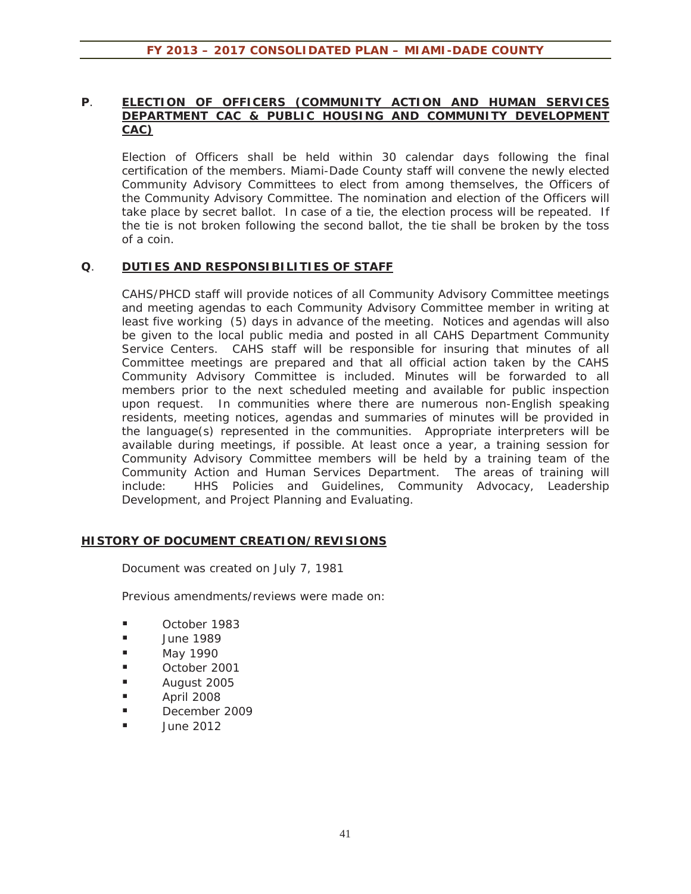**P**. **ELECTION OF OFFICERS (COMMUNITY ACTION AND HUMAN SERVICES DEPARTMENT CAC & PUBLIC HOUSING AND COMMUNITY DEVELOPMENT CAC)**

Election of Officers shall be held within 30 calendar days following the final certification of the members. Miami-Dade County staff will convene the newly elected Community Advisory Committees to elect from among themselves, the Officers of the Community Advisory Committee. The nomination and election of the Officers will take place by secret ballot. In case of a tie, the election process will be repeated. If the tie is not broken following the second ballot, the tie shall be broken by the toss of a coin.

**Q**. **DUTIES AND RESPONSIBILITIES OF STAFF**

CAHS/PHCD staff will provide notices of all Community Advisory Committee meetings and meeting agendas to each Community Advisory Committee member in writing at least five working (5) days in advance of the meeting. Notices and agendas will also be given to the local public media and posted in all CAHS Department Community Service Centers. CAHS staff will be responsible for insuring that minutes of all Committee meetings are prepared and that all official action taken by the CAHS Community Advisory Committee is included. Minutes will be forwarded to all members prior to the next scheduled meeting and available for public inspection upon request. In communities where there are numerous non-English speaking residents, meeting notices, agendas and summaries of minutes will be provided in the language(s) represented in the communities. Appropriate interpreters will be available during meetings, if possible. At least once a year, a training session for Community Advisory Committee members will be held by a training team of the Community Action and Human Services Department. The areas of training will include: HHS Policies and Guidelines, Community Advocacy, Leadership Development, and Project Planning and Evaluating.

**HISTORY OF DOCUMENT CREATION/REVISIONS**

Document was created on July 7, 1981

Previous amendments/reviews were made on:

- October 1983
- June 1989
- May 1990
- October 2001
- August 2005
- April 2008
- December 2009
- June 2012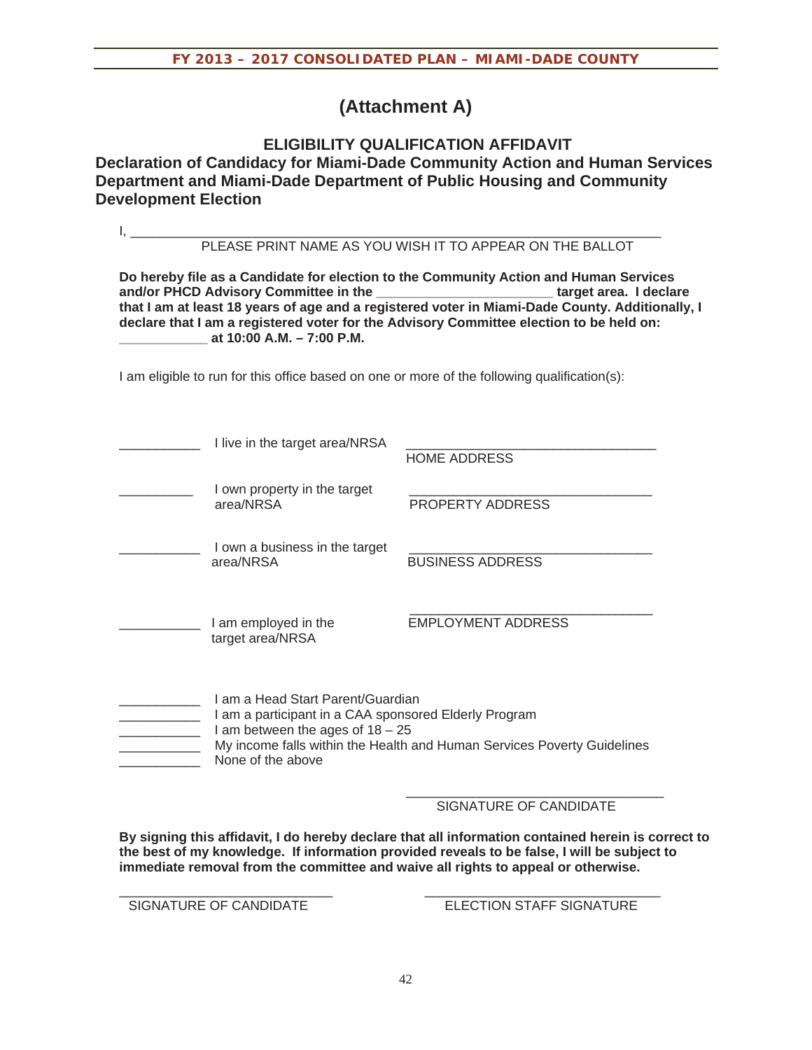# (Attachment A)

## ELIGIBILITY QUALIFICATION AFFIDAVIT

**Declaration of Candidacy for Miami-Dade Community Action and Human Services Department and Miami-Dade Department of Public Housing and Community Development Election**

I, ______________________________________________________________________
PLEASE PRINT NAME AS YOU WISH IT TO APPEAR ON THE BALLOT

**Do hereby file as a Candidate for election to the Community Action and Human Services and/or PHCD Advisory Committee in the ________________________ target area. I declare that I am at least 18 years of age and a registered voter in Miami-Dade County. Additionally, I declare that I am a registered voter for the Advisory Committee election to be held on: ____________ at 10:00 A.M. – 7:00 P.M.**

I am eligible to run for this office based on one or more of the following qualification(s):

___________ I live in the target area/NRSA __________________________________
HOME ADDRESS

__________ I own property in the target area/NRSA __________________________________
PROPERTY ADDRESS

___________ I own a business in the target area/NRSA __________________________________
BUSINESS ADDRESS

___________ I am employed in the target area/NRSA __________________________________
EMPLOYMENT ADDRESS

___________ I am a Head Start Parent/Guardian
___________ I am a participant in a CAA sponsored Elderly Program
___________ I am between the ages of 18 – 25
___________ My income falls within the Health and Human Services Poverty Guidelines
___________ None of the above

__________________________________
SIGNATURE OF CANDIDATE

**By signing this affidavit, I do hereby declare that all information contained herein is correct to the best of my knowledge. If information provided reveals to be false, I will be subject to immediate removal from the committee and waive all rights to appeal or otherwise.**

______________________________ SIGNATURE OF CANDIDATE

______________________________ ELECTION STAFF SIGNATURE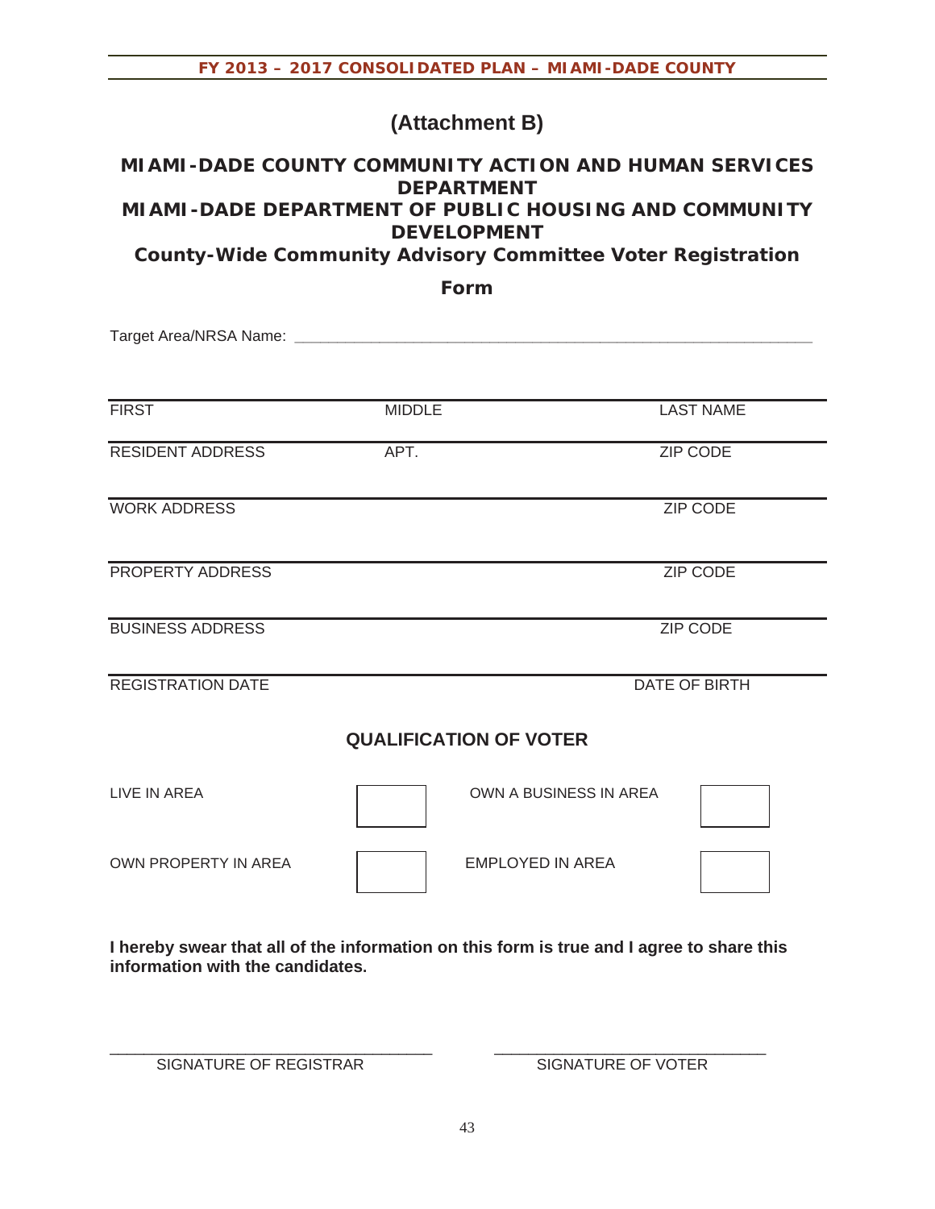# (Attachment B)

## MIAMI-DADE COUNTY COMMUNITY ACTION AND HUMAN SERVICES DEPARTMENT
## MIAMI-DADE DEPARTMENT OF PUBLIC HOUSING AND COMMUNITY DEVELOPMENT
## County-Wide Community Advisory Committee Voter Registration Form

Target Area/NRSA Name: ______________________________________________________________

| FIRST | MIDDLE | LAST NAME |
|---|---|---|
| RESIDENT ADDRESS | APT. | ZIP CODE |
| WORK ADDRESS | | ZIP CODE |
| PROPERTY ADDRESS | | ZIP CODE |
| BUSINESS ADDRESS | | ZIP CODE |
| REGISTRATION DATE | | DATE OF BIRTH |

### QUALIFICATION OF VOTER

| | | | |
|---|---|---|---|
| LIVE IN AREA | ☐ | OWN A BUSINESS IN AREA | ☐ |
| OWN PROPERTY IN AREA | ☐ | EMPLOYED IN AREA | ☐ |

**I hereby swear that all of the information on this form is true and I agree to share this information with the candidates.**

____________________________________ ______________________________

SIGNATURE OF REGISTRAR SIGNATURE OF VOTER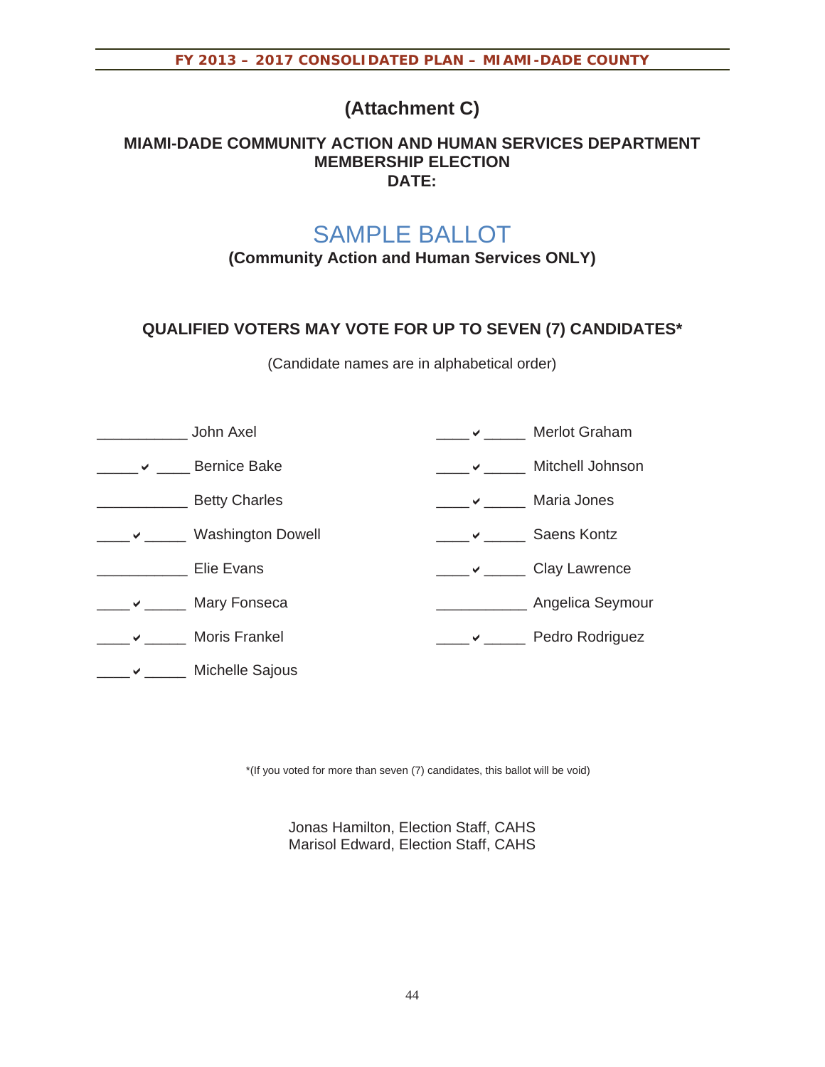# (Attachment C)

## MIAMI-DADE COMMUNITY ACTION AND HUMAN SERVICES DEPARTMENT MEMBERSHIP ELECTION DATE:

# SAMPLE BALLOT

**(Community Action and Human Services ONLY)**

**QUALIFIED VOTERS MAY VOTE FOR UP TO SEVEN (7) CANDIDATES***

(Candidate names are in alphabetical order)

| Vote | Candidate | Vote | Candidate |
|---|---|---|---|
| ___________ | John Axel | ____ ✔ _____ | Merlot Graham |
| _____ ✔ ____ | Bernice Bake | ____ ✔ _____ | Mitchell Johnson |
| ___________ | Betty Charles | ____ ✔ _____ | Maria Jones |
| ____ ✔ _____ | Washington Dowell | ____ ✔ _____ | Saens Kontz |
| ___________ | Elie Evans | ____ ✔ _____ | Clay Lawrence |
| ____ ✔ _____ | Mary Fonseca | ___________ | Angelica Seymour |
| ____ ✔ _____ | Moris Frankel | ____ ✔ _____ | Pedro Rodriguez |
| ____ ✔ _____ | Michelle Sajous | | |

*(If you voted for more than seven (7) candidates, this ballot will be void)

Jonas Hamilton, Election Staff, CAHS
Marisol Edward, Election Staff, CAHS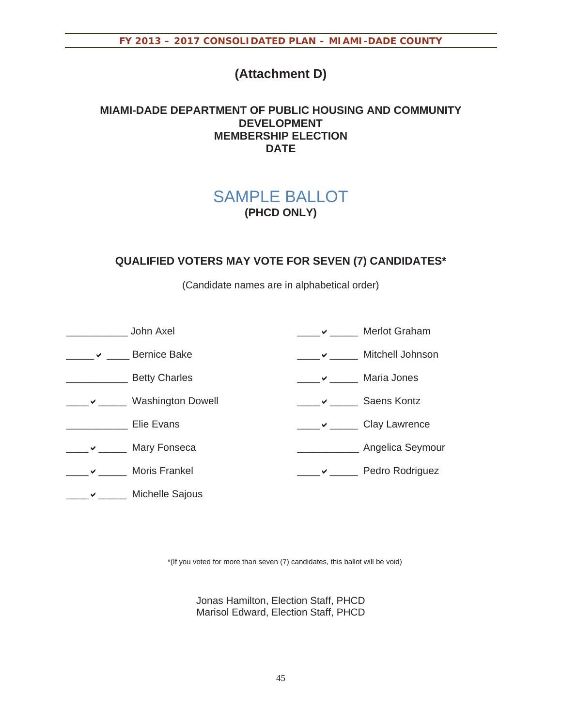# (Attachment D)

## MIAMI-DADE DEPARTMENT OF PUBLIC HOUSING AND COMMUNITY DEVELOPMENT MEMBERSHIP ELECTION DATE

## SAMPLE BALLOT

**(PHCD ONLY)**

**QUALIFIED VOTERS MAY VOTE FOR SEVEN (7) CANDIDATES***

(Candidate names are in alphabetical order)

| Mark | Candidate | Mark | Candidate |
|---|---|---|---|
| ___________ | John Axel | ____ ✔ _____ | Merlot Graham |
| _____ ✔ ____ | Bernice Bake | ____ ✔ _____ | Mitchell Johnson |
| ___________ | Betty Charles | ____ ✔ _____ | Maria Jones |
| ____ ✔ _____ | Washington Dowell | ____ ✔ _____ | Saens Kontz |
| ___________ | Elie Evans | ____ ✔ _____ | Clay Lawrence |
| ____ ✔ _____ | Mary Fonseca | ___________ | Angelica Seymour |
| ____ ✔ _____ | Moris Frankel | ____ ✔ _____ | Pedro Rodriguez |
| ____ ✔ _____ | Michelle Sajous | | |

*(If you voted for more than seven (7) candidates, this ballot will be void)

Jonas Hamilton, Election Staff, PHCD
Marisol Edward, Election Staff, PHCD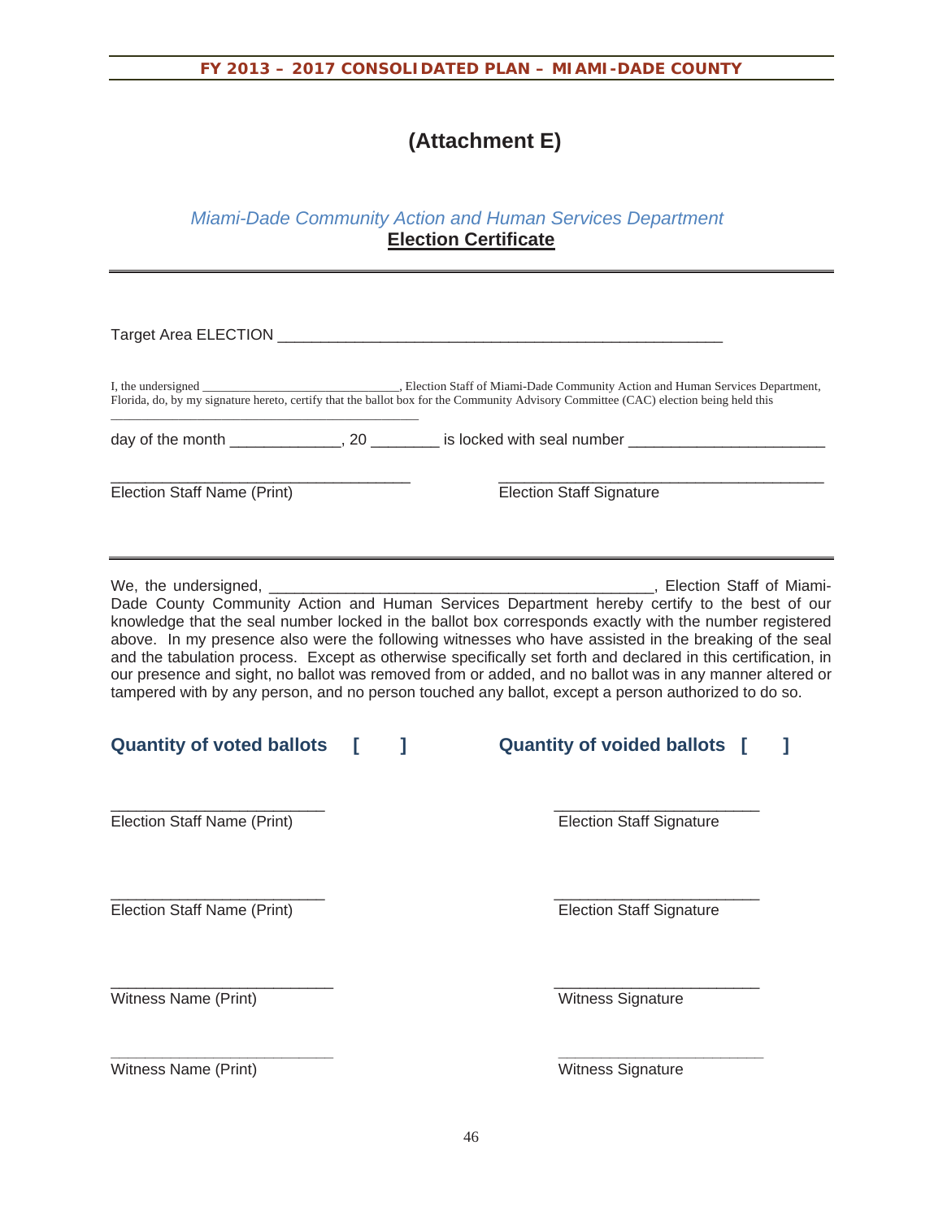# (Attachment E)

*Miami-Dade Community Action and Human Services Department*

**Election Certificate**

---

Target Area ELECTION ____________________________________________________

I, the undersigned ______________________________, Election Staff of Miami-Dade Community Action and Human Services Department, Florida, do, by my signature hereto, certify that the ballot box for the Community Advisory Committee (CAC) election being held this

____________________________________________

day of the month _____________, 20 ________ is locked with seal number _______________________

| | |
|---|---|
| ___________________________________ | ______________________________________ |
| Election Staff Name (Print) | Election Staff Signature |

---

We, the undersigned, ____________________________________________, Election Staff of Miami-Dade County Community Action and Human Services Department hereby certify to the best of our knowledge that the seal number locked in the ballot box corresponds exactly with the number registered above. In my presence also were the following witnesses who have assisted in the breaking of the seal and the tabulation process. Except as otherwise specifically set forth and declared in this certification, in our presence and sight, no ballot was removed from or added, and no ballot was in any manner altered or tampered with by any person, and no person touched any ballot, except a person authorized to do so.

**Quantity of voted ballots [ ]** **Quantity of voided ballots [ ]**

| | |
|---|---|
| _________________________ | ________________________ |
| Election Staff Name (Print) | Election Staff Signature |
| _________________________ | ________________________ |
| Election Staff Name (Print) | Election Staff Signature |
| __________________________ | ________________________ |
| Witness Name (Print) | Witness Signature |
| __________________________ | ________________________ |
| Witness Name (Print) | Witness Signature |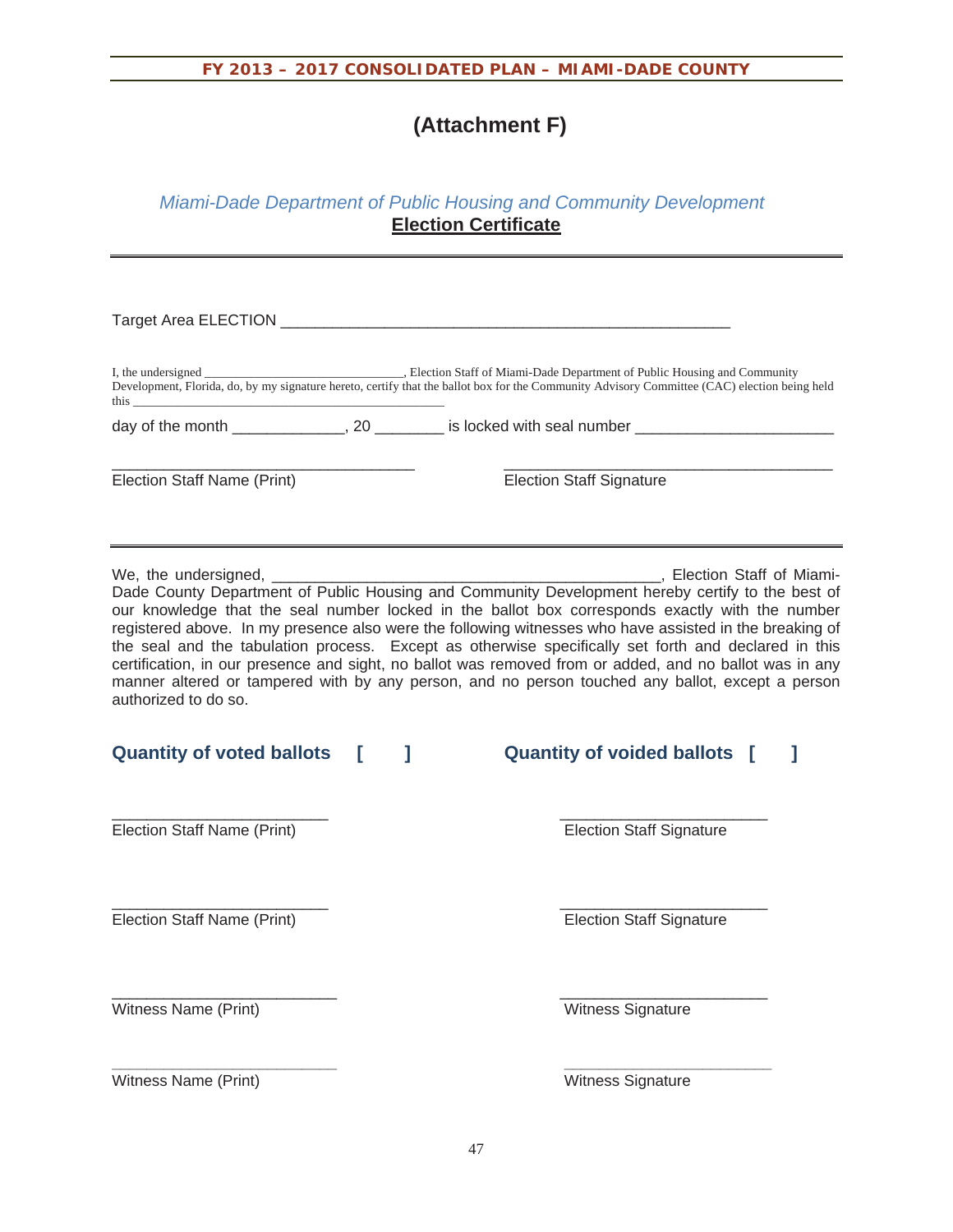# (Attachment F)

*Miami-Dade Department of Public Housing and Community Development*

**Election Certificate**

---

Target Area ELECTION _____________________________________________________

I, the undersigned ______________________________, Election Staff of Miami-Dade Department of Public Housing and Community Development, Florida, do, by my signature hereto, certify that the ballot box for the Community Advisory Committee (CAC) election being held this _______________________________________________

day of the month _____________, 20 ________ is locked with seal number _______________________

| | |
|---|---|
| ___________________________________ | ______________________________________ |
| Election Staff Name (Print) | Election Staff Signature |

---

We, the undersigned, _____________________________________________, Election Staff of Miami-Dade County Department of Public Housing and Community Development hereby certify to the best of our knowledge that the seal number locked in the ballot box corresponds exactly with the number registered above. In my presence also were the following witnesses who have assisted in the breaking of the seal and the tabulation process. Except as otherwise specifically set forth and declared in this certification, in our presence and sight, no ballot was removed from or added, and no ballot was in any manner altered or tampered with by any person, and no person touched any ballot, except a person authorized to do so.

**Quantity of voted ballots [ ]** **Quantity of voided ballots [ ]**

| | |
|---|---|
| _________________________ | ________________________ |
| Election Staff Name (Print) | Election Staff Signature |
| _________________________ | ________________________ |
| Election Staff Name (Print) | Election Staff Signature |
| __________________________ | ________________________ |
| Witness Name (Print) | Witness Signature |
| __________________________ | ________________________ |
| Witness Name (Print) | Witness Signature |